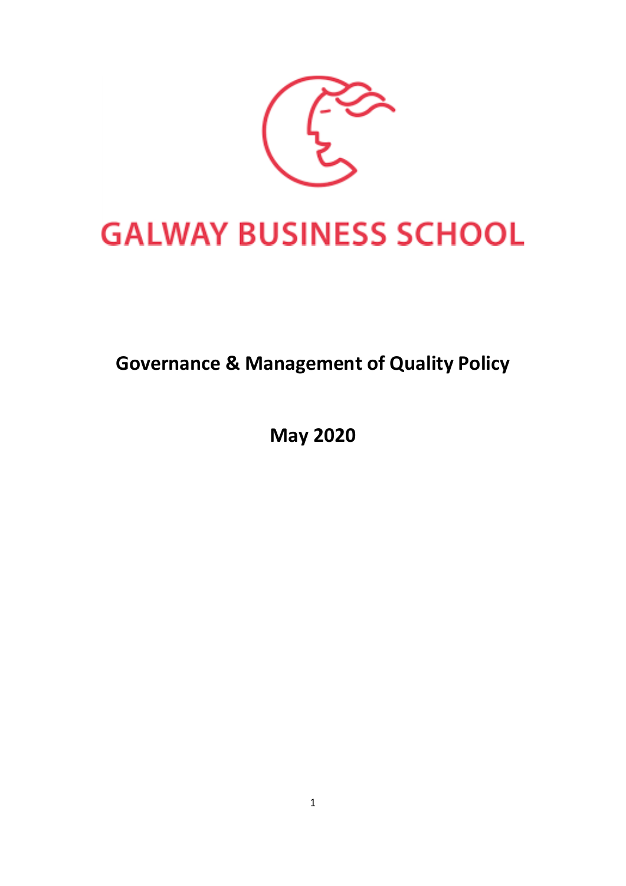# GALWAY BUSINESS SCHOOL

## Governance & Management of Quality Policy

**May 2020**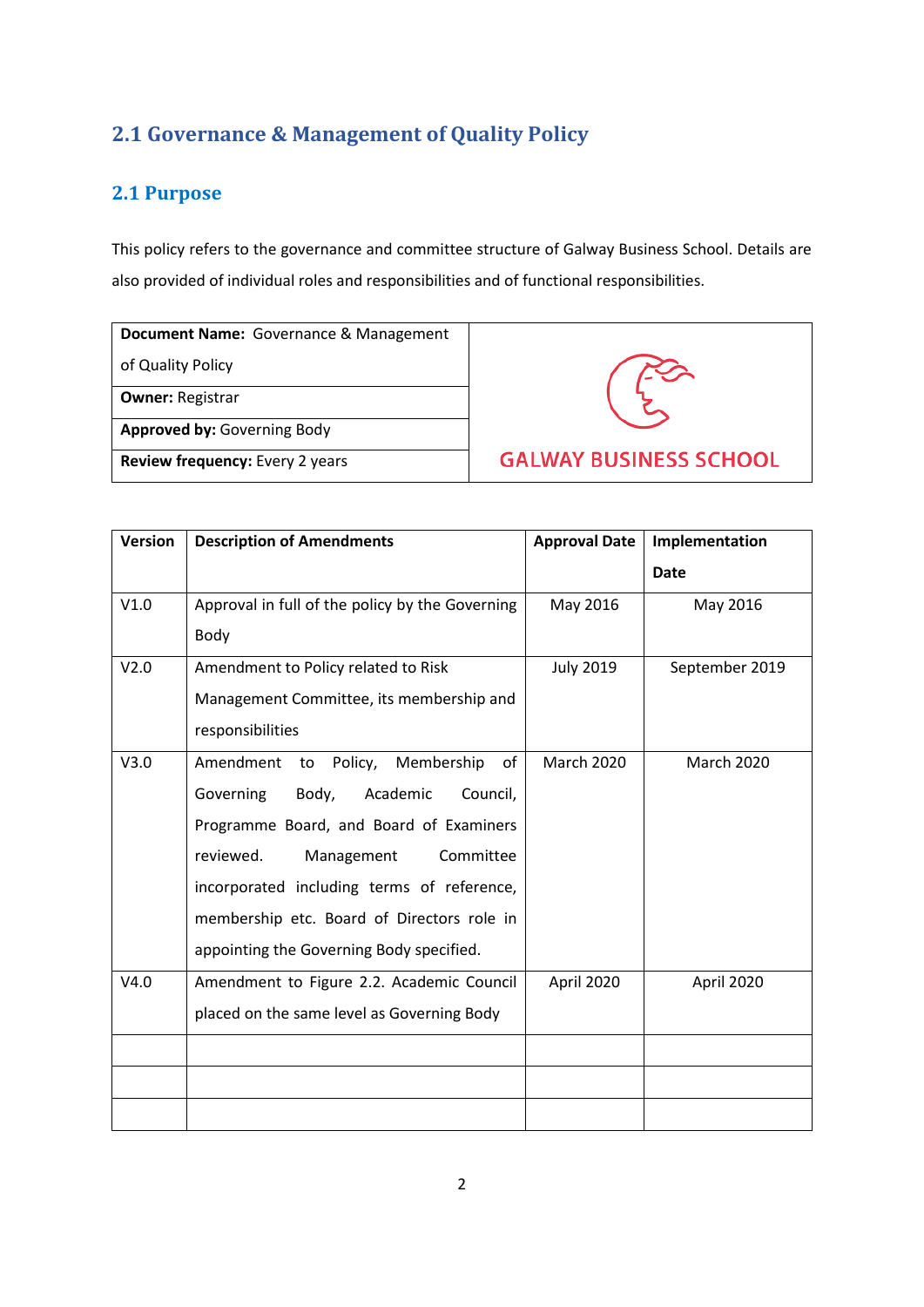## 2.1 Governance & Management of Quality Policy

### 2.1 Purpose

This policy refers to the governance and committee structure of Galway Business School. Details are also provided of individual roles and responsibilities and of functional responsibilities.

| **Document Name:** Governance & Management of Quality Policy | GALWAY BUSINESS SCHOOL |
|---|---|
| **Owner:** Registrar | |
| **Approved by:** Governing Body | |
| **Review frequency:** Every 2 years | |

| Version | Description of Amendments | Approval Date | Implementation Date |
|---|---|---|---|
| V1.0 | Approval in full of the policy by the Governing Body | May 2016 | May 2016 |
| V2.0 | Amendment to Policy related to Risk Management Committee, its membership and responsibilities | July 2019 | September 2019 |
| V3.0 | Amendment to Policy, Membership of Governing Body, Academic Council, Programme Board, and Board of Examiners reviewed. Management Committee incorporated including terms of reference, membership etc. Board of Directors role in appointing the Governing Body specified. | March 2020 | March 2020 |
| V4.0 | Amendment to Figure 2.2. Academic Council placed on the same level as Governing Body | April 2020 | April 2020 |
| | | | |
| | | | |
| | | | |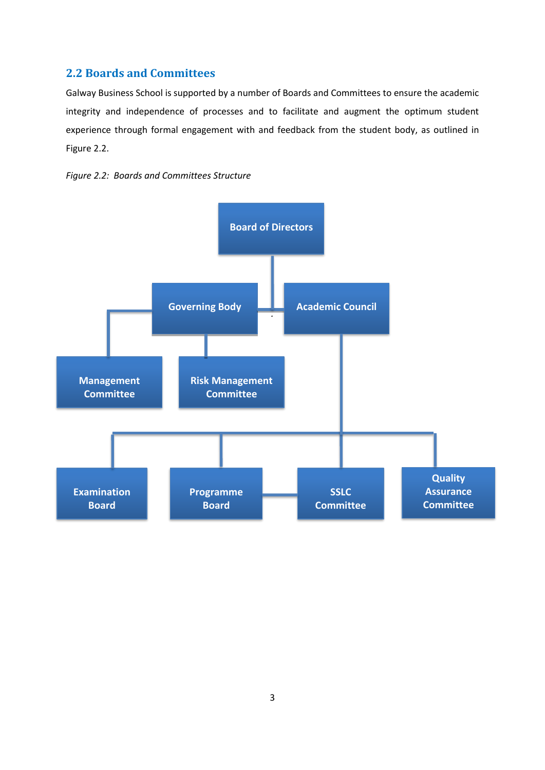## 2.2 Boards and Committees

Galway Business School is supported by a number of Boards and Committees to ensure the academic integrity and independence of processes and to facilitate and augment the optimum student experience through formal engagement with and feedback from the student body, as outlined in Figure 2.2.

*Figure 2.2: Boards and Committees Structure*

Board of Directors

Governing Body

Academic Council

Management Committee

Risk Management Committee

Examination Board

Programme Board

SSLC Committee

Quality Assurance Committee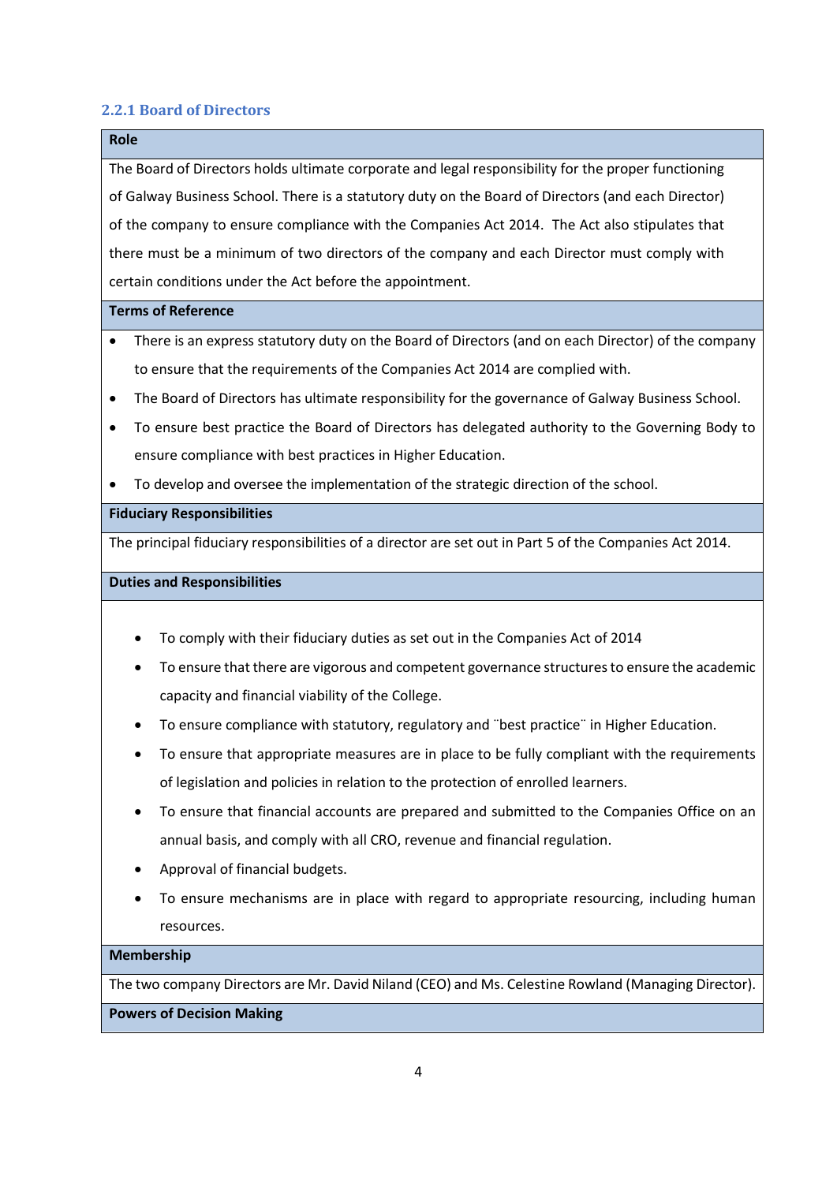### 2.2.1 Board of Directors

**Role**

The Board of Directors holds ultimate corporate and legal responsibility for the proper functioning of Galway Business School. There is a statutory duty on the Board of Directors (and each Director) of the company to ensure compliance with the Companies Act 2014. The Act also stipulates that there must be a minimum of two directors of the company and each Director must comply with certain conditions under the Act before the appointment.

**Terms of Reference**

- There is an express statutory duty on the Board of Directors (and on each Director) of the company to ensure that the requirements of the Companies Act 2014 are complied with.
- The Board of Directors has ultimate responsibility for the governance of Galway Business School.
- To ensure best practice the Board of Directors has delegated authority to the Governing Body to ensure compliance with best practices in Higher Education.
- To develop and oversee the implementation of the strategic direction of the school.

**Fiduciary Responsibilities**

The principal fiduciary responsibilities of a director are set out in Part 5 of the Companies Act 2014.

**Duties and Responsibilities**

- To comply with their fiduciary duties as set out in the Companies Act of 2014
- To ensure that there are vigorous and competent governance structures to ensure the academic capacity and financial viability of the College.
- To ensure compliance with statutory, regulatory and ¨best practice¨ in Higher Education.
- To ensure that appropriate measures are in place to be fully compliant with the requirements of legislation and policies in relation to the protection of enrolled learners.
- To ensure that financial accounts are prepared and submitted to the Companies Office on an annual basis, and comply with all CRO, revenue and financial regulation.
- Approval of financial budgets.
- To ensure mechanisms are in place with regard to appropriate resourcing, including human resources.

**Membership**

The two company Directors are Mr. David Niland (CEO) and Ms. Celestine Rowland (Managing Director).

**Powers of Decision Making**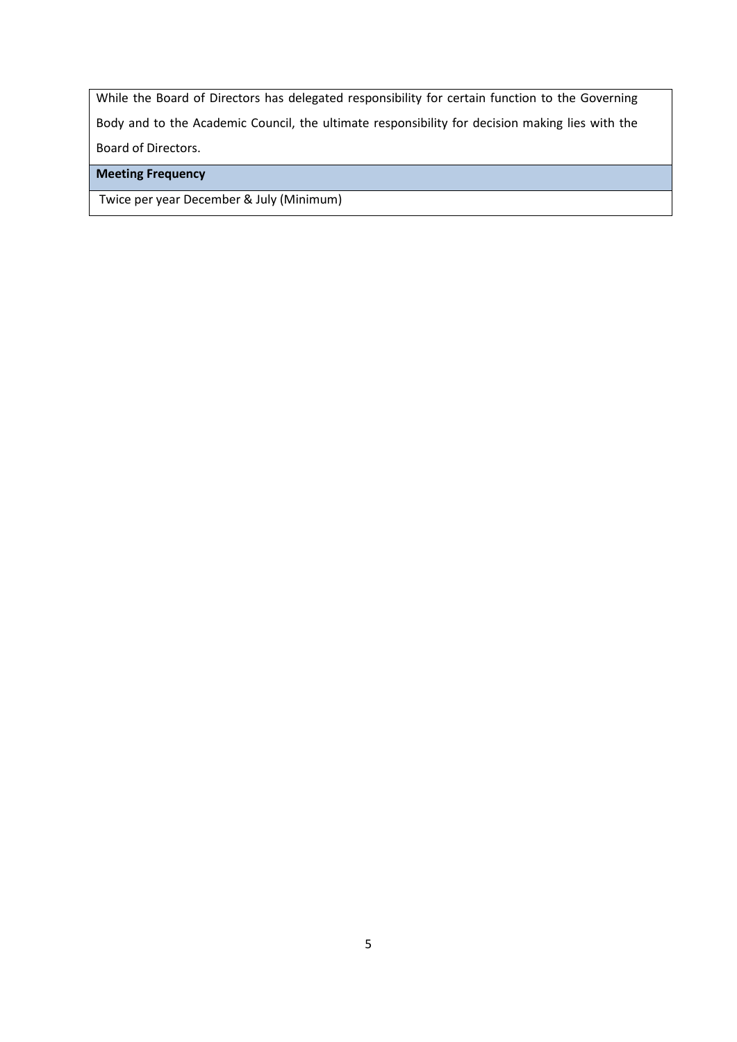| While the Board of Directors has delegated responsibility for certain function to the Governing Body and to the Academic Council, the ultimate responsibility for decision making lies with the Board of Directors. |
| --- |
| **Meeting Frequency** |
| Twice per year December & July (Minimum) |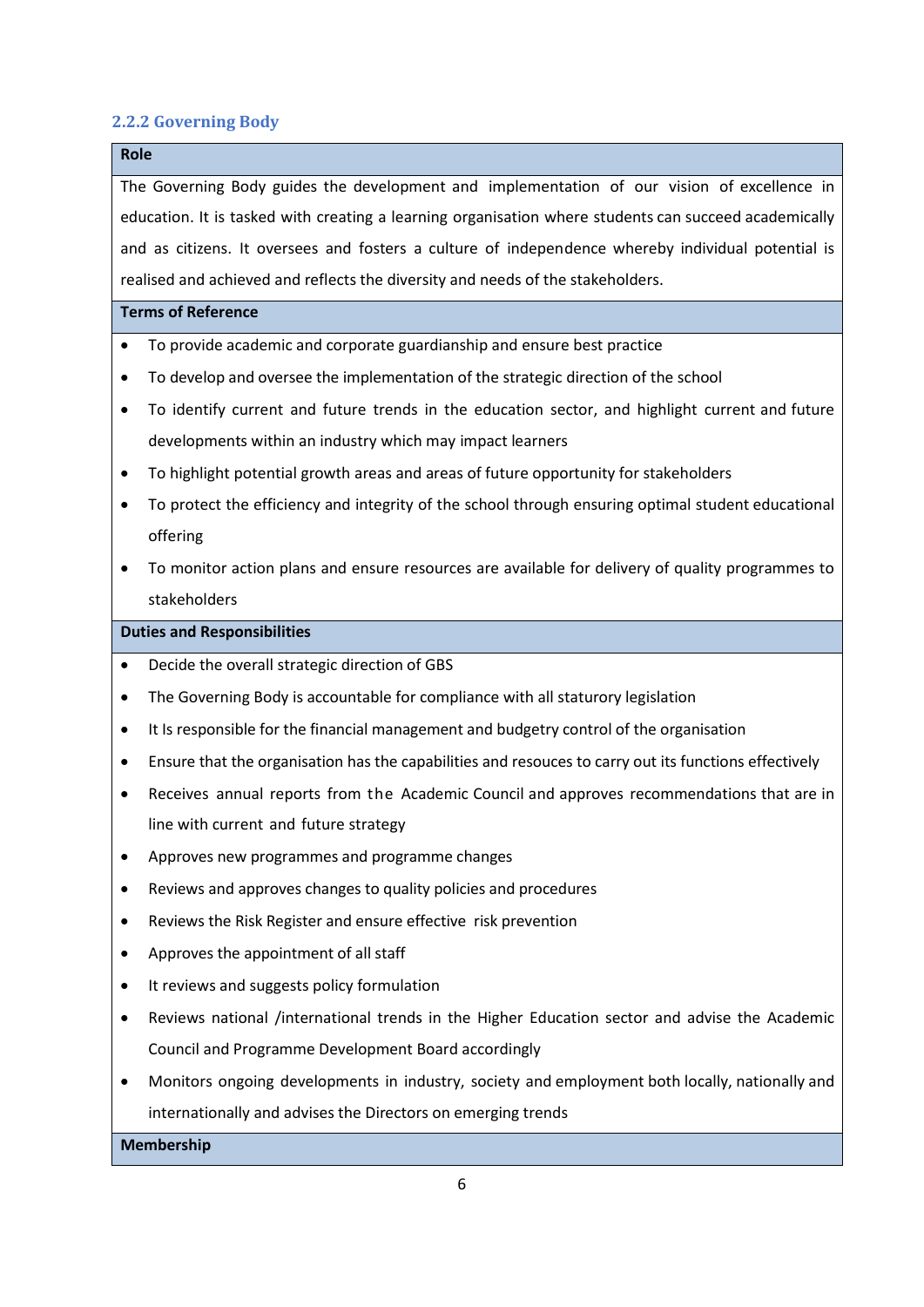### 2.2.2 Governing Body

**Role**

The Governing Body guides the development and implementation of our vision of excellence in education. It is tasked with creating a learning organisation where students can succeed academically and as citizens. It oversees and fosters a culture of independence whereby individual potential is realised and achieved and reflects the diversity and needs of the stakeholders.

**Terms of Reference**

- To provide academic and corporate guardianship and ensure best practice
- To develop and oversee the implementation of the strategic direction of the school
- To identify current and future trends in the education sector, and highlight current and future developments within an industry which may impact learners
- To highlight potential growth areas and areas of future opportunity for stakeholders
- To protect the efficiency and integrity of the school through ensuring optimal student educational offering
- To monitor action plans and ensure resources are available for delivery of quality programmes to stakeholders

**Duties and Responsibilities**

- Decide the overall strategic direction of GBS
- The Governing Body is accountable for compliance with all staturory legislation
- It Is responsible for the financial management and budgetry control of the organisation
- Ensure that the organisation has the capabilities and resouces to carry out its functions effectively
- Receives annual reports from the Academic Council and approves recommendations that are in line with current and future strategy
- Approves new programmes and programme changes
- Reviews and approves changes to quality policies and procedures
- Reviews the Risk Register and ensure effective risk prevention
- Approves the appointment of all staff
- It reviews and suggests policy formulation
- Reviews national /international trends in the Higher Education sector and advise the Academic Council and Programme Development Board accordingly
- Monitors ongoing developments in industry, society and employment both locally, nationally and internationally and advises the Directors on emerging trends

**Membership**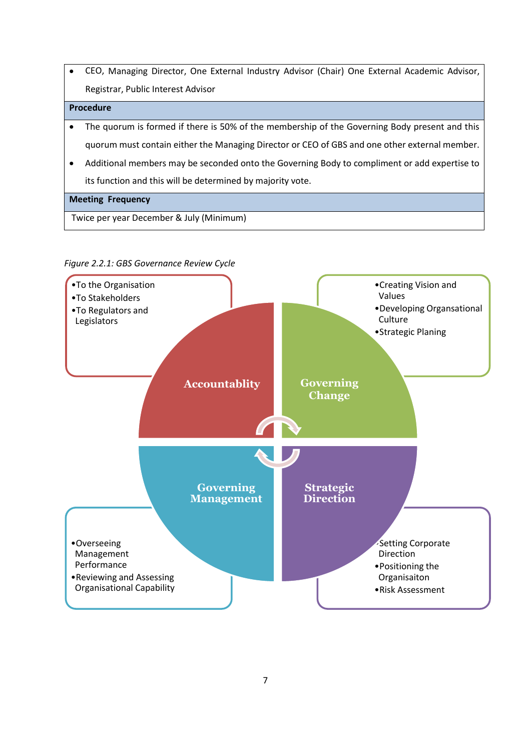| • CEO, Managing Director, One External Industry Advisor (Chair) One External Academic Advisor, Registrar, Public Interest Advisor |
|---|
| **Procedure** |
| • The quorum is formed if there is 50% of the membership of the Governing Body present and this quorum must contain either the Managing Director or CEO of GBS and one other external member.<br>• Additional members may be seconded onto the Governing Body to compliment or add expertise to its function and this will be determined by majority vote. |
| **Meeting Frequency** |
| Twice per year December & July (Minimum) |

*Figure 2.2.1: GBS Governance Review Cycle*

**Accountablity**
- To the Organisation
- To Stakeholders
- To Regulators and Legislators

**Governing Change**
- Creating Vision and Values
- Developing Organsational Culture
- Strategic Planing

**Strategic Direction**
- Setting Corporate Direction
- Positioning the Organisaiton
- Risk Assessment

**Governing Management**
- Overseeing Management Performance
- Reviewing and Assessing Organisational Capability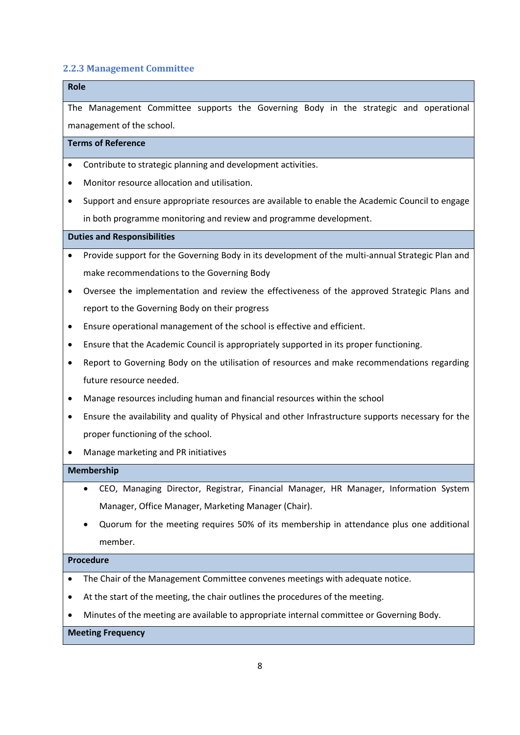### 2.2.3 Management Committee

**Role**

The Management Committee supports the Governing Body in the strategic and operational management of the school.

**Terms of Reference**

- Contribute to strategic planning and development activities.
- Monitor resource allocation and utilisation.
- Support and ensure appropriate resources are available to enable the Academic Council to engage in both programme monitoring and review and programme development.

**Duties and Responsibilities**

- Provide support for the Governing Body in its development of the multi-annual Strategic Plan and make recommendations to the Governing Body
- Oversee the implementation and review the effectiveness of the approved Strategic Plans and report to the Governing Body on their progress
- Ensure operational management of the school is effective and efficient.
- Ensure that the Academic Council is appropriately supported in its proper functioning.
- Report to Governing Body on the utilisation of resources and make recommendations regarding future resource needed.
- Manage resources including human and financial resources within the school
- Ensure the availability and quality of Physical and other Infrastructure supports necessary for the proper functioning of the school.
- Manage marketing and PR initiatives

**Membership**

- CEO, Managing Director, Registrar, Financial Manager, HR Manager, Information System Manager, Office Manager, Marketing Manager (Chair).
- Quorum for the meeting requires 50% of its membership in attendance plus one additional member.

**Procedure**

- The Chair of the Management Committee convenes meetings with adequate notice.
- At the start of the meeting, the chair outlines the procedures of the meeting.
- Minutes of the meeting are available to appropriate internal committee or Governing Body.

**Meeting Frequency**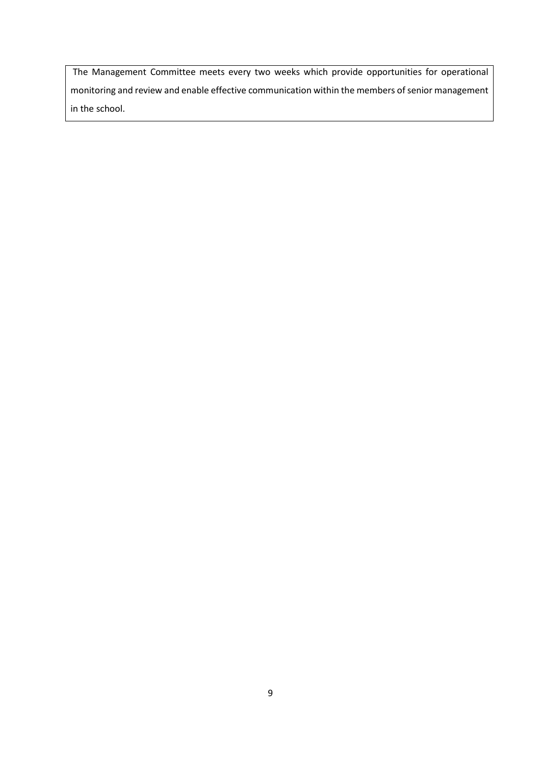The Management Committee meets every two weeks which provide opportunities for operational monitoring and review and enable effective communication within the members of senior management in the school.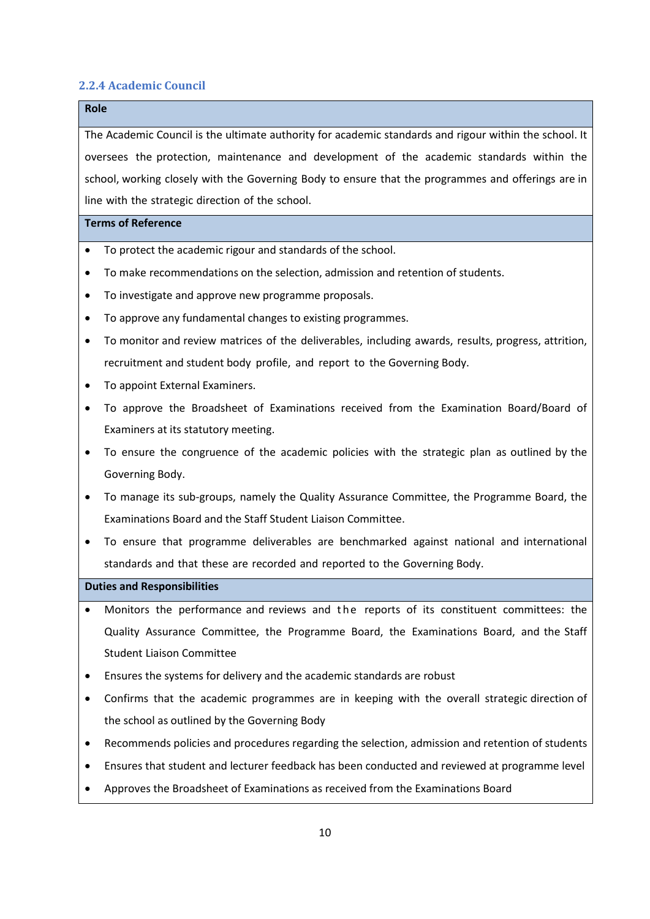### 2.2.4 Academic Council

**Role**

The Academic Council is the ultimate authority for academic standards and rigour within the school. It oversees the protection, maintenance and development of the academic standards within the school, working closely with the Governing Body to ensure that the programmes and offerings are in line with the strategic direction of the school.

**Terms of Reference**

- To protect the academic rigour and standards of the school.
- To make recommendations on the selection, admission and retention of students.
- To investigate and approve new programme proposals.
- To approve any fundamental changes to existing programmes.
- To monitor and review matrices of the deliverables, including awards, results, progress, attrition, recruitment and student body profile, and report to the Governing Body.
- To appoint External Examiners.
- To approve the Broadsheet of Examinations received from the Examination Board/Board of Examiners at its statutory meeting.
- To ensure the congruence of the academic policies with the strategic plan as outlined by the Governing Body.
- To manage its sub-groups, namely the Quality Assurance Committee, the Programme Board, the Examinations Board and the Staff Student Liaison Committee.
- To ensure that programme deliverables are benchmarked against national and international standards and that these are recorded and reported to the Governing Body.

**Duties and Responsibilities**

- Monitors the performance and reviews and the reports of its constituent committees: the Quality Assurance Committee, the Programme Board, the Examinations Board, and the Staff Student Liaison Committee
- Ensures the systems for delivery and the academic standards are robust
- Confirms that the academic programmes are in keeping with the overall strategic direction of the school as outlined by the Governing Body
- Recommends policies and procedures regarding the selection, admission and retention of students
- Ensures that student and lecturer feedback has been conducted and reviewed at programme level
- Approves the Broadsheet of Examinations as received from the Examinations Board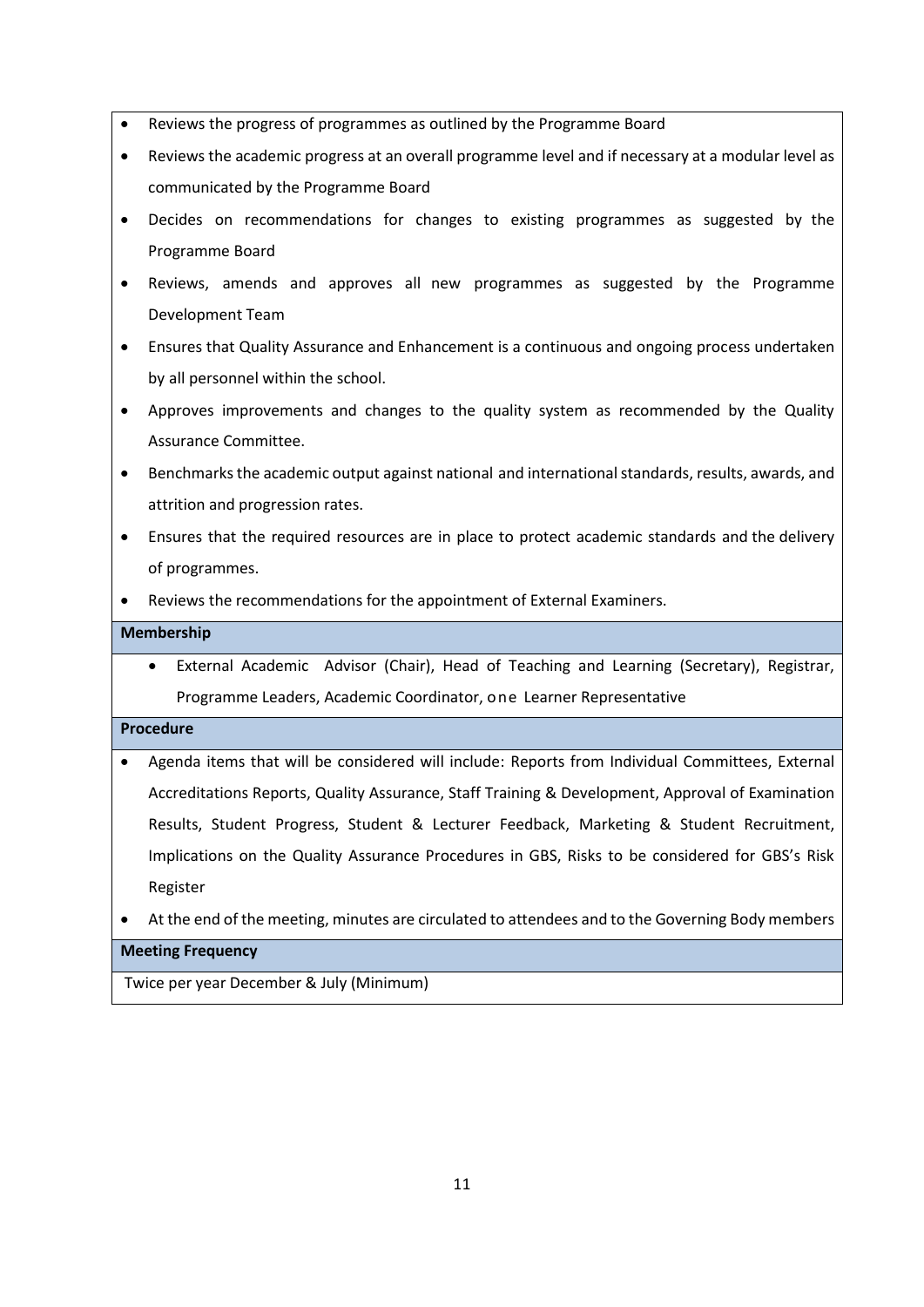- Reviews the progress of programmes as outlined by the Programme Board
- Reviews the academic progress at an overall programme level and if necessary at a modular level as communicated by the Programme Board
- Decides on recommendations for changes to existing programmes as suggested by the Programme Board
- Reviews, amends and approves all new programmes as suggested by the Programme Development Team
- Ensures that Quality Assurance and Enhancement is a continuous and ongoing process undertaken by all personnel within the school.
- Approves improvements and changes to the quality system as recommended by the Quality Assurance Committee.
- Benchmarks the academic output against national and international standards, results, awards, and attrition and progression rates.
- Ensures that the required resources are in place to protect academic standards and the delivery of programmes.
- Reviews the recommendations for the appointment of External Examiners.

**Membership**

- External Academic Advisor (Chair), Head of Teaching and Learning (Secretary), Registrar, Programme Leaders, Academic Coordinator, one Learner Representative

**Procedure**

- Agenda items that will be considered will include: Reports from Individual Committees, External Accreditations Reports, Quality Assurance, Staff Training & Development, Approval of Examination Results, Student Progress, Student & Lecturer Feedback, Marketing & Student Recruitment, Implications on the Quality Assurance Procedures in GBS, Risks to be considered for GBS's Risk Register
- At the end of the meeting, minutes are circulated to attendees and to the Governing Body members

**Meeting Frequency**

Twice per year December & July (Minimum)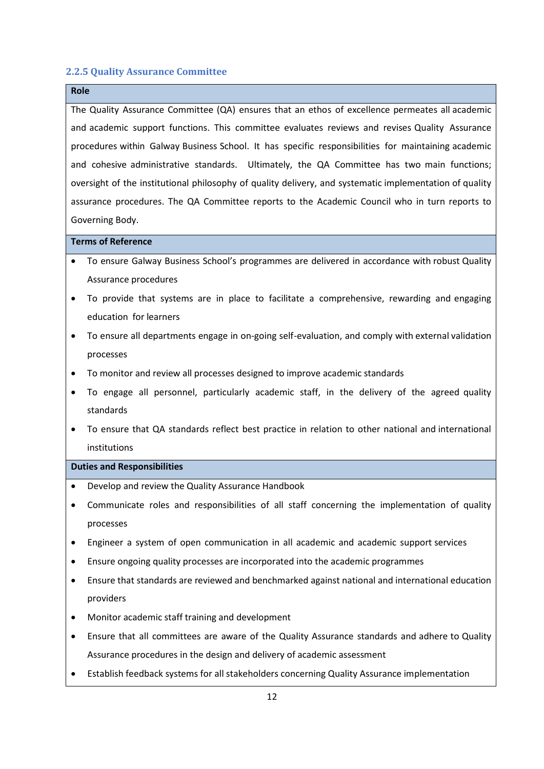### 2.2.5 Quality Assurance Committee

**Role**

The Quality Assurance Committee (QA) ensures that an ethos of excellence permeates all academic and academic support functions. This committee evaluates reviews and revises Quality Assurance procedures within Galway Business School. It has specific responsibilities for maintaining academic and cohesive administrative standards. Ultimately, the QA Committee has two main functions; oversight of the institutional philosophy of quality delivery, and systematic implementation of quality assurance procedures. The QA Committee reports to the Academic Council who in turn reports to Governing Body.

**Terms of Reference**

- To ensure Galway Business School's programmes are delivered in accordance with robust Quality Assurance procedures
- To provide that systems are in place to facilitate a comprehensive, rewarding and engaging education for learners
- To ensure all departments engage in on-going self-evaluation, and comply with external validation processes
- To monitor and review all processes designed to improve academic standards
- To engage all personnel, particularly academic staff, in the delivery of the agreed quality standards
- To ensure that QA standards reflect best practice in relation to other national and international institutions

**Duties and Responsibilities**

- Develop and review the Quality Assurance Handbook
- Communicate roles and responsibilities of all staff concerning the implementation of quality processes
- Engineer a system of open communication in all academic and academic support services
- Ensure ongoing quality processes are incorporated into the academic programmes
- Ensure that standards are reviewed and benchmarked against national and international education providers
- Monitor academic staff training and development
- Ensure that all committees are aware of the Quality Assurance standards and adhere to Quality Assurance procedures in the design and delivery of academic assessment
- Establish feedback systems for all stakeholders concerning Quality Assurance implementation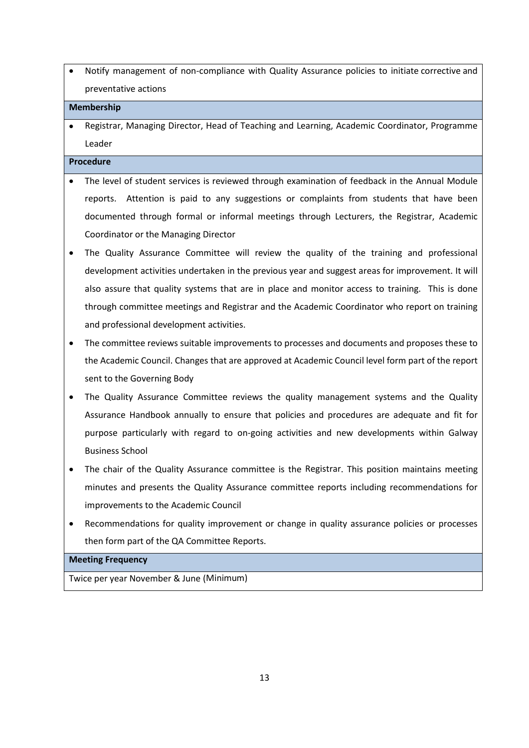- Notify management of non-compliance with Quality Assurance policies to initiate corrective and preventative actions

**Membership**

- Registrar, Managing Director, Head of Teaching and Learning, Academic Coordinator, Programme Leader

**Procedure**

- The level of student services is reviewed through examination of feedback in the Annual Module reports. Attention is paid to any suggestions or complaints from students that have been documented through formal or informal meetings through Lecturers, the Registrar, Academic Coordinator or the Managing Director
- The Quality Assurance Committee will review the quality of the training and professional development activities undertaken in the previous year and suggest areas for improvement. It will also assure that quality systems that are in place and monitor access to training. This is done through committee meetings and Registrar and the Academic Coordinator who report on training and professional development activities.
- The committee reviews suitable improvements to processes and documents and proposes these to the Academic Council. Changes that are approved at Academic Council level form part of the report sent to the Governing Body
- The Quality Assurance Committee reviews the quality management systems and the Quality Assurance Handbook annually to ensure that policies and procedures are adequate and fit for purpose particularly with regard to on-going activities and new developments within Galway Business School
- The chair of the Quality Assurance committee is the Registrar. This position maintains meeting minutes and presents the Quality Assurance committee reports including recommendations for improvements to the Academic Council
- Recommendations for quality improvement or change in quality assurance policies or processes then form part of the QA Committee Reports.

**Meeting Frequency**

Twice per year November & June (Minimum)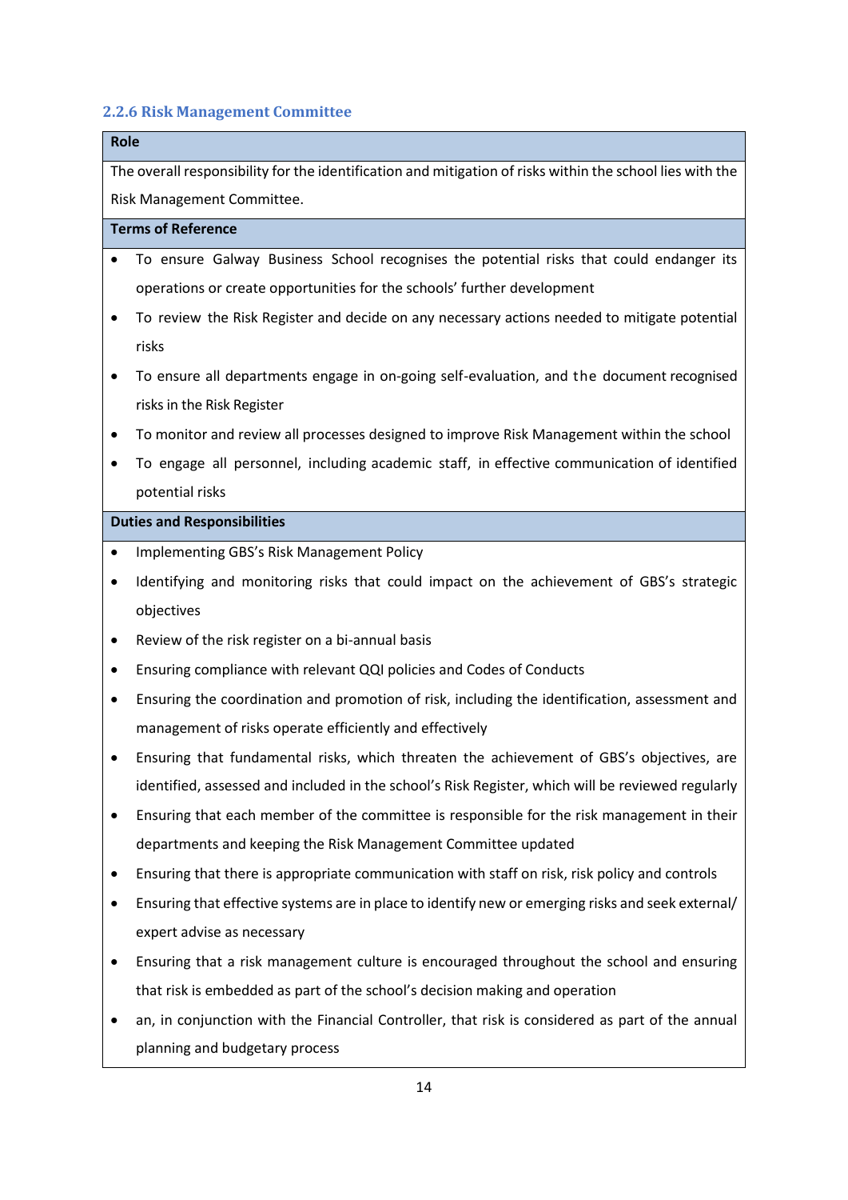### 2.2.6 Risk Management Committee

**Role**

The overall responsibility for the identification and mitigation of risks within the school lies with the Risk Management Committee.

**Terms of Reference**

- To ensure Galway Business School recognises the potential risks that could endanger its operations or create opportunities for the schools' further development
- To review the Risk Register and decide on any necessary actions needed to mitigate potential risks
- To ensure all departments engage in on-going self-evaluation, and the document recognised risks in the Risk Register
- To monitor and review all processes designed to improve Risk Management within the school
- To engage all personnel, including academic staff, in effective communication of identified potential risks

**Duties and Responsibilities**

- Implementing GBS's Risk Management Policy
- Identifying and monitoring risks that could impact on the achievement of GBS's strategic objectives
- Review of the risk register on a bi-annual basis
- Ensuring compliance with relevant QQI policies and Codes of Conducts
- Ensuring the coordination and promotion of risk, including the identification, assessment and management of risks operate efficiently and effectively
- Ensuring that fundamental risks, which threaten the achievement of GBS's objectives, are identified, assessed and included in the school's Risk Register, which will be reviewed regularly
- Ensuring that each member of the committee is responsible for the risk management in their departments and keeping the Risk Management Committee updated
- Ensuring that there is appropriate communication with staff on risk, risk policy and controls
- Ensuring that effective systems are in place to identify new or emerging risks and seek external/ expert advise as necessary
- Ensuring that a risk management culture is encouraged throughout the school and ensuring that risk is embedded as part of the school's decision making and operation
- an, in conjunction with the Financial Controller, that risk is considered as part of the annual planning and budgetary process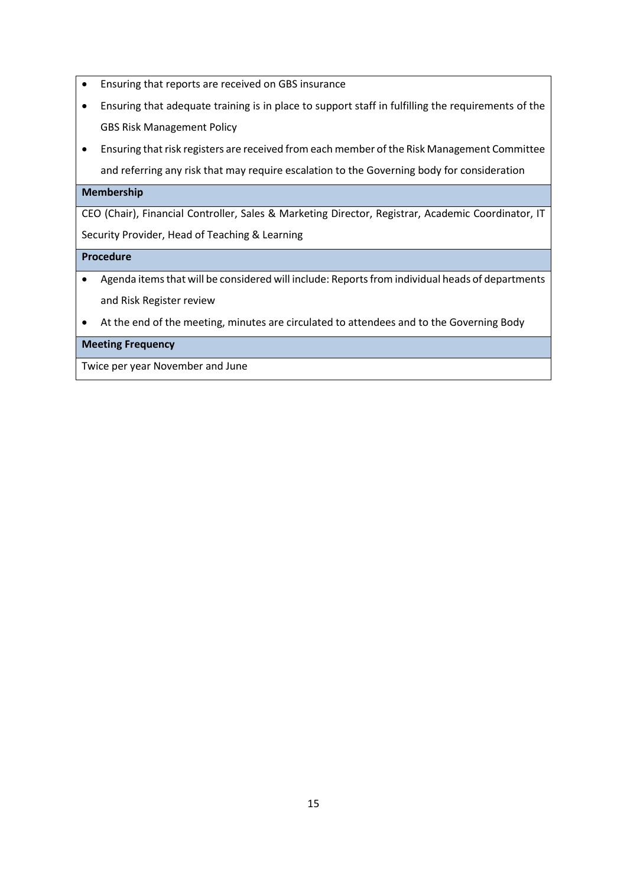- Ensuring that reports are received on GBS insurance
- Ensuring that adequate training is in place to support staff in fulfilling the requirements of the GBS Risk Management Policy
- Ensuring that risk registers are received from each member of the Risk Management Committee and referring any risk that may require escalation to the Governing body for consideration

**Membership**

CEO (Chair), Financial Controller, Sales & Marketing Director, Registrar, Academic Coordinator, IT Security Provider, Head of Teaching & Learning

**Procedure**

- Agenda items that will be considered will include: Reports from individual heads of departments and Risk Register review
- At the end of the meeting, minutes are circulated to attendees and to the Governing Body

**Meeting Frequency**

Twice per year November and June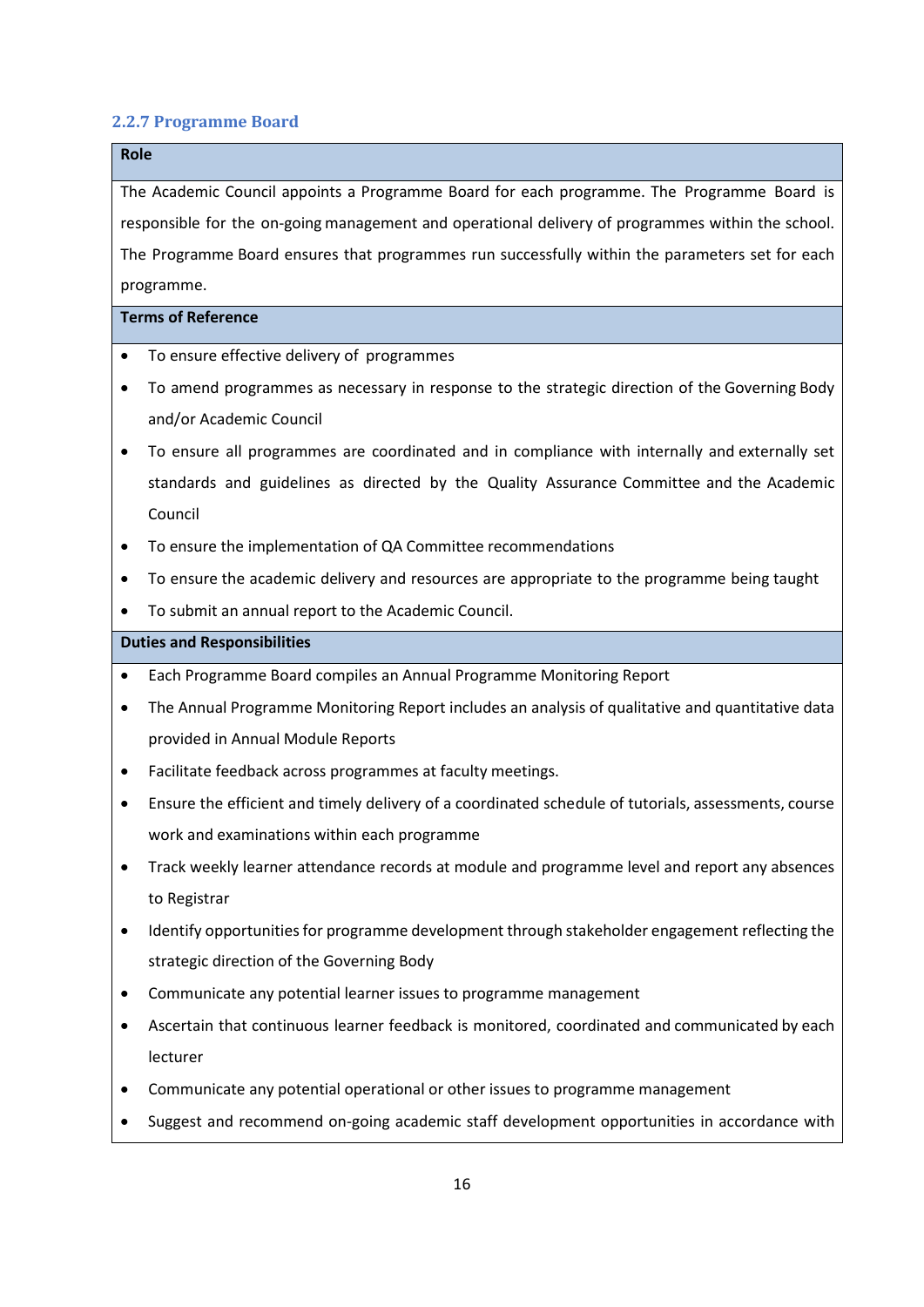### 2.2.7 Programme Board

**Role**

The Academic Council appoints a Programme Board for each programme. The Programme Board is responsible for the on-going management and operational delivery of programmes within the school. The Programme Board ensures that programmes run successfully within the parameters set for each programme.

**Terms of Reference**

- To ensure effective delivery of programmes
- To amend programmes as necessary in response to the strategic direction of the Governing Body and/or Academic Council
- To ensure all programmes are coordinated and in compliance with internally and externally set standards and guidelines as directed by the Quality Assurance Committee and the Academic Council
- To ensure the implementation of QA Committee recommendations
- To ensure the academic delivery and resources are appropriate to the programme being taught
- To submit an annual report to the Academic Council.

**Duties and Responsibilities**

- Each Programme Board compiles an Annual Programme Monitoring Report
- The Annual Programme Monitoring Report includes an analysis of qualitative and quantitative data provided in Annual Module Reports
- Facilitate feedback across programmes at faculty meetings.
- Ensure the efficient and timely delivery of a coordinated schedule of tutorials, assessments, course work and examinations within each programme
- Track weekly learner attendance records at module and programme level and report any absences to Registrar
- Identify opportunities for programme development through stakeholder engagement reflecting the strategic direction of the Governing Body
- Communicate any potential learner issues to programme management
- Ascertain that continuous learner feedback is monitored, coordinated and communicated by each lecturer
- Communicate any potential operational or other issues to programme management
- Suggest and recommend on-going academic staff development opportunities in accordance with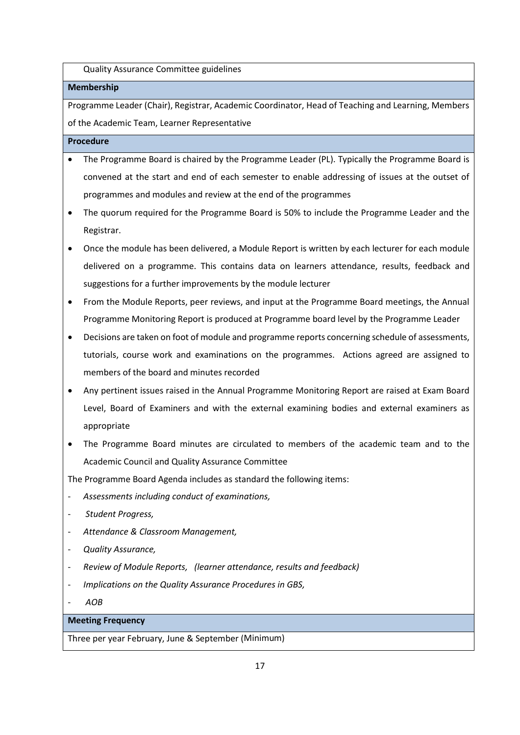Quality Assurance Committee guidelines

**Membership**

Programme Leader (Chair), Registrar, Academic Coordinator, Head of Teaching and Learning, Members of the Academic Team, Learner Representative

**Procedure**

- The Programme Board is chaired by the Programme Leader (PL). Typically the Programme Board is convened at the start and end of each semester to enable addressing of issues at the outset of programmes and modules and review at the end of the programmes
- The quorum required for the Programme Board is 50% to include the Programme Leader and the Registrar.
- Once the module has been delivered, a Module Report is written by each lecturer for each module delivered on a programme. This contains data on learners attendance, results, feedback and suggestions for a further improvements by the module lecturer
- From the Module Reports, peer reviews, and input at the Programme Board meetings, the Annual Programme Monitoring Report is produced at Programme board level by the Programme Leader
- Decisions are taken on foot of module and programme reports concerning schedule of assessments, tutorials, course work and examinations on the programmes. Actions agreed are assigned to members of the board and minutes recorded
- Any pertinent issues raised in the Annual Programme Monitoring Report are raised at Exam Board Level, Board of Examiners and with the external examining bodies and external examiners as appropriate
- The Programme Board minutes are circulated to members of the academic team and to the Academic Council and Quality Assurance Committee

The Programme Board Agenda includes as standard the following items:

- *Assessments including conduct of examinations,*
- *Student Progress,*
- *Attendance & Classroom Management,*
- *Quality Assurance,*
- *Review of Module Reports, (learner attendance, results and feedback)*
- *Implications on the Quality Assurance Procedures in GBS,*
- *AOB*

**Meeting Frequency**

Three per year February, June & September (Minimum)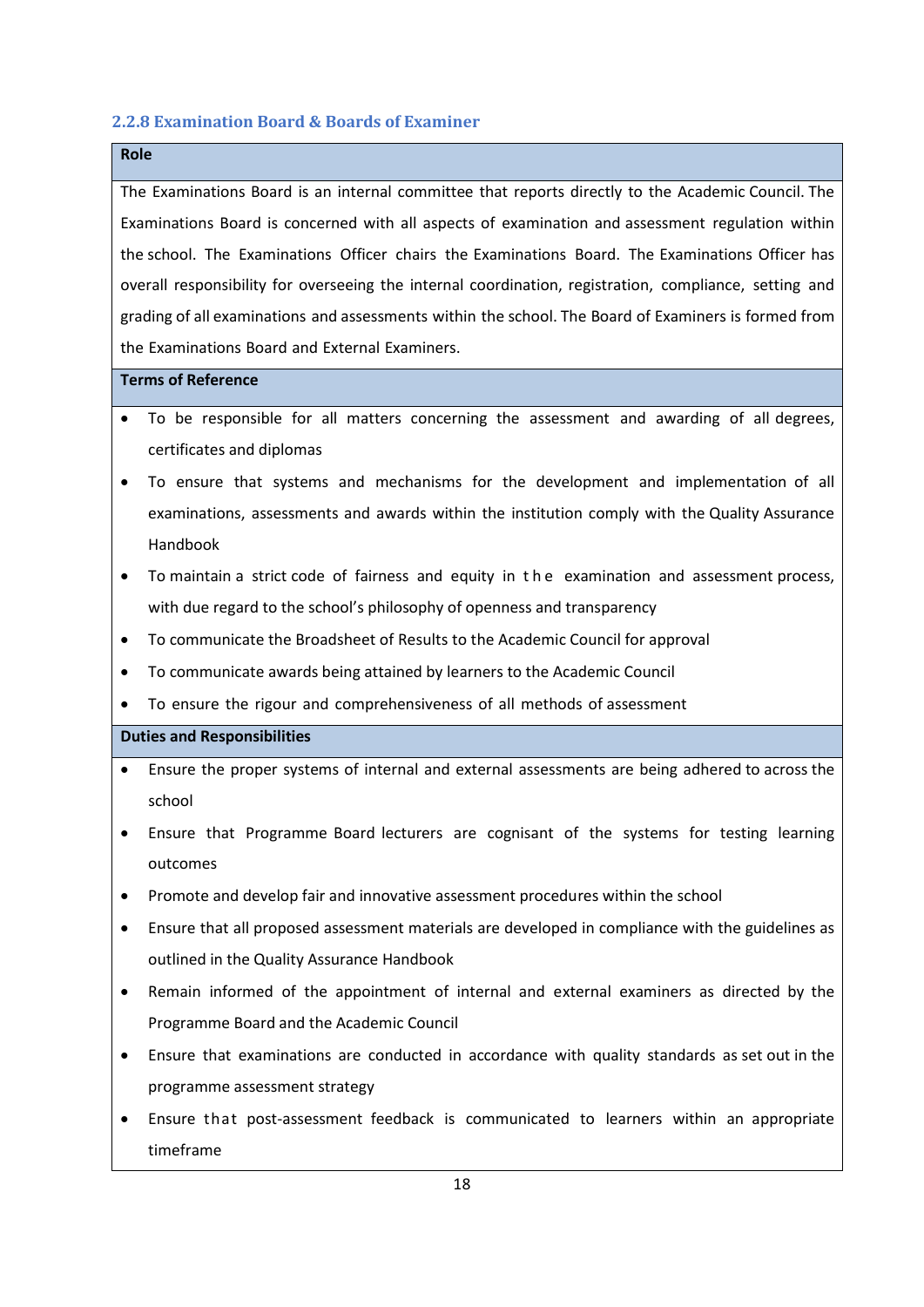### 2.2.8 Examination Board & Boards of Examiner

**Role**

The Examinations Board is an internal committee that reports directly to the Academic Council. The Examinations Board is concerned with all aspects of examination and assessment regulation within the school. The Examinations Officer chairs the Examinations Board. The Examinations Officer has overall responsibility for overseeing the internal coordination, registration, compliance, setting and grading of all examinations and assessments within the school. The Board of Examiners is formed from the Examinations Board and External Examiners.

**Terms of Reference**

- To be responsible for all matters concerning the assessment and awarding of all degrees, certificates and diplomas
- To ensure that systems and mechanisms for the development and implementation of all examinations, assessments and awards within the institution comply with the Quality Assurance Handbook
- To maintain a strict code of fairness and equity in the examination and assessment process, with due regard to the school's philosophy of openness and transparency
- To communicate the Broadsheet of Results to the Academic Council for approval
- To communicate awards being attained by learners to the Academic Council
- To ensure the rigour and comprehensiveness of all methods of assessment

**Duties and Responsibilities**

- Ensure the proper systems of internal and external assessments are being adhered to across the school
- Ensure that Programme Board lecturers are cognisant of the systems for testing learning outcomes
- Promote and develop fair and innovative assessment procedures within the school
- Ensure that all proposed assessment materials are developed in compliance with the guidelines as outlined in the Quality Assurance Handbook
- Remain informed of the appointment of internal and external examiners as directed by the Programme Board and the Academic Council
- Ensure that examinations are conducted in accordance with quality standards as set out in the programme assessment strategy
- Ensure that post-assessment feedback is communicated to learners within an appropriate timeframe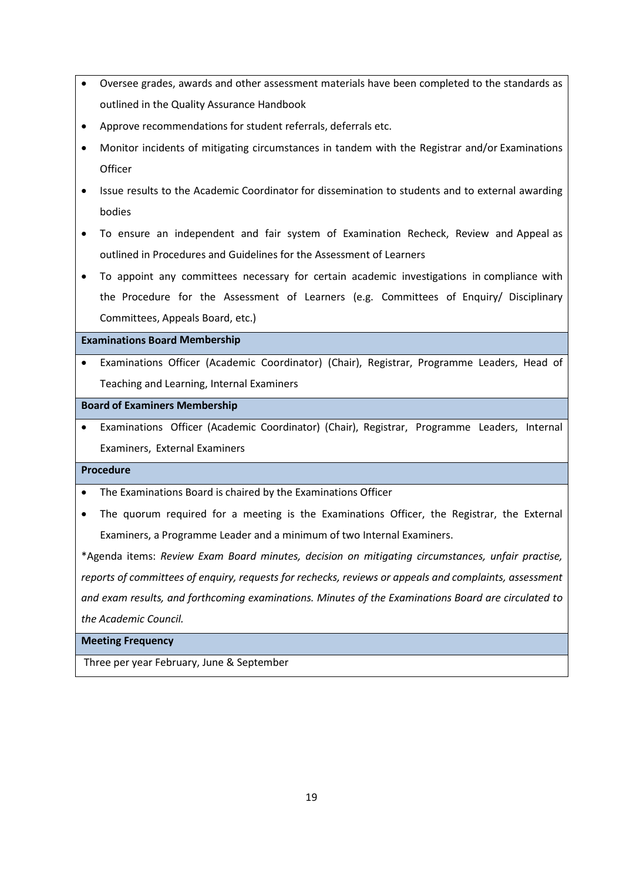- Oversee grades, awards and other assessment materials have been completed to the standards as outlined in the Quality Assurance Handbook
- Approve recommendations for student referrals, deferrals etc.
- Monitor incidents of mitigating circumstances in tandem with the Registrar and/or Examinations Officer
- Issue results to the Academic Coordinator for dissemination to students and to external awarding bodies
- To ensure an independent and fair system of Examination Recheck, Review and Appeal as outlined in Procedures and Guidelines for the Assessment of Learners
- To appoint any committees necessary for certain academic investigations in compliance with the Procedure for the Assessment of Learners (e.g. Committees of Enquiry/ Disciplinary Committees, Appeals Board, etc.)

**Examinations Board Membership**

- Examinations Officer (Academic Coordinator) (Chair), Registrar, Programme Leaders, Head of Teaching and Learning, Internal Examiners

**Board of Examiners Membership**

- Examinations Officer (Academic Coordinator) (Chair), Registrar, Programme Leaders, Internal Examiners, External Examiners

**Procedure**

- The Examinations Board is chaired by the Examinations Officer
- The quorum required for a meeting is the Examinations Officer, the Registrar, the External Examiners, a Programme Leader and a minimum of two Internal Examiners.

*Agenda items: *Review Exam Board minutes, decision on mitigating circumstances, unfair practise, reports of committees of enquiry, requests for rechecks, reviews or appeals and complaints, assessment and exam results, and forthcoming examinations. Minutes of the Examinations Board are circulated to the Academic Council.*

**Meeting Frequency**

Three per year February, June & September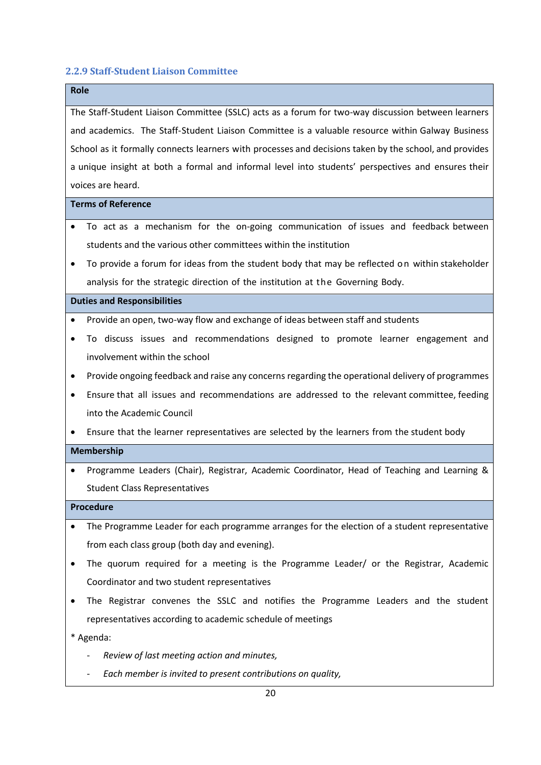### 2.2.9 Staff-Student Liaison Committee

**Role**

The Staff-Student Liaison Committee (SSLC) acts as a forum for two-way discussion between learners and academics. The Staff-Student Liaison Committee is a valuable resource within Galway Business School as it formally connects learners with processes and decisions taken by the school, and provides a unique insight at both a formal and informal level into students' perspectives and ensures their voices are heard.

**Terms of Reference**

- To act as a mechanism for the on-going communication of issues and feedback between students and the various other committees within the institution
- To provide a forum for ideas from the student body that may be reflected on within stakeholder analysis for the strategic direction of the institution at the Governing Body.

**Duties and Responsibilities**

- Provide an open, two-way flow and exchange of ideas between staff and students
- To discuss issues and recommendations designed to promote learner engagement and involvement within the school
- Provide ongoing feedback and raise any concerns regarding the operational delivery of programmes
- Ensure that all issues and recommendations are addressed to the relevant committee, feeding into the Academic Council
- Ensure that the learner representatives are selected by the learners from the student body

**Membership**

- Programme Leaders (Chair), Registrar, Academic Coordinator, Head of Teaching and Learning & Student Class Representatives

**Procedure**

- The Programme Leader for each programme arranges for the election of a student representative from each class group (both day and evening).
- The quorum required for a meeting is the Programme Leader/ or the Registrar, Academic Coordinator and two student representatives
- The Registrar convenes the SSLC and notifies the Programme Leaders and the student representatives according to academic schedule of meetings

\* Agenda:

- *Review of last meeting action and minutes,*
- *Each member is invited to present contributions on quality,*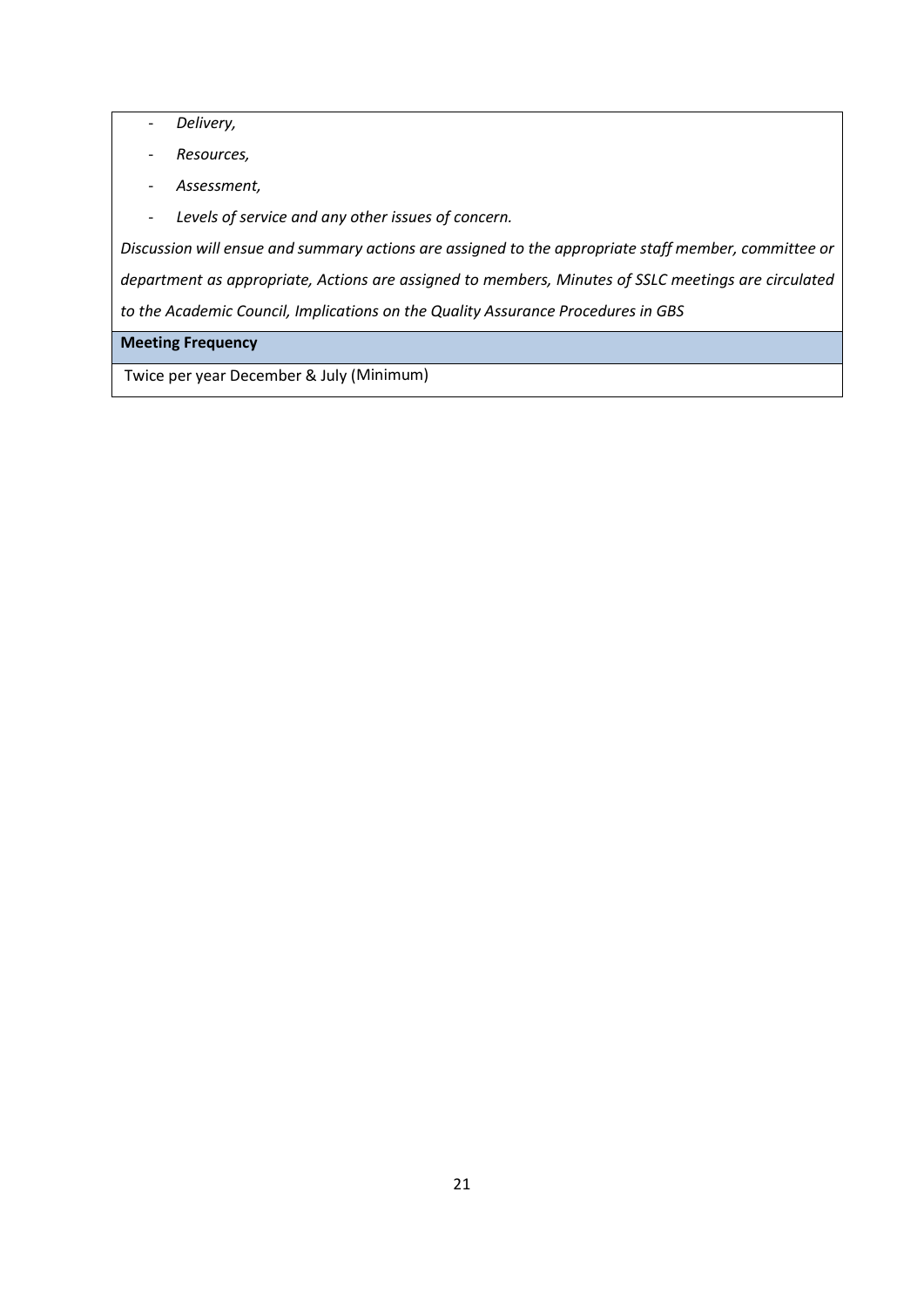- *Delivery,*
- *Resources,*
- *Assessment,*
- *Levels of service and any other issues of concern.*

*Discussion will ensue and summary actions are assigned to the appropriate staff member, committee or department as appropriate, Actions are assigned to members, Minutes of SSLC meetings are circulated to the Academic Council, Implications on the Quality Assurance Procedures in GBS*

| **Meeting Frequency** |
|---|
| Twice per year December & July (Minimum) |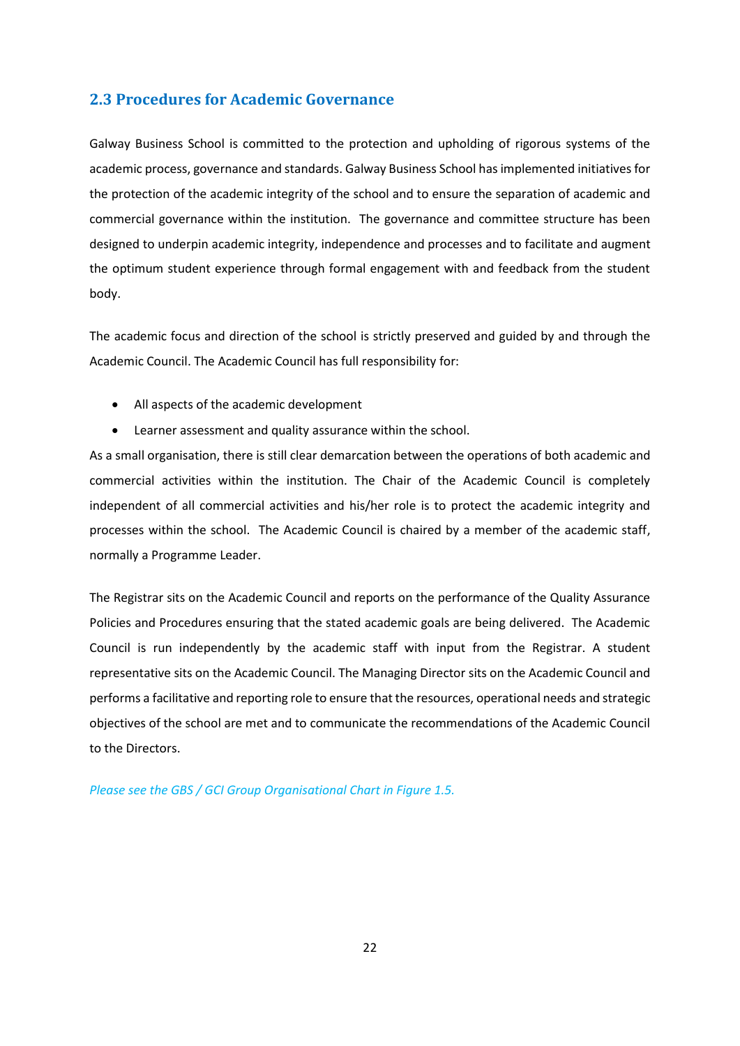## 2.3 Procedures for Academic Governance

Galway Business School is committed to the protection and upholding of rigorous systems of the academic process, governance and standards. Galway Business School has implemented initiatives for the protection of the academic integrity of the school and to ensure the separation of academic and commercial governance within the institution. The governance and committee structure has been designed to underpin academic integrity, independence and processes and to facilitate and augment the optimum student experience through formal engagement with and feedback from the student body.

The academic focus and direction of the school is strictly preserved and guided by and through the Academic Council. The Academic Council has full responsibility for:

- All aspects of the academic development
- Learner assessment and quality assurance within the school.

As a small organisation, there is still clear demarcation between the operations of both academic and commercial activities within the institution. The Chair of the Academic Council is completely independent of all commercial activities and his/her role is to protect the academic integrity and processes within the school. The Academic Council is chaired by a member of the academic staff, normally a Programme Leader.

The Registrar sits on the Academic Council and reports on the performance of the Quality Assurance Policies and Procedures ensuring that the stated academic goals are being delivered. The Academic Council is run independently by the academic staff with input from the Registrar. A student representative sits on the Academic Council. The Managing Director sits on the Academic Council and performs a facilitative and reporting role to ensure that the resources, operational needs and strategic objectives of the school are met and to communicate the recommendations of the Academic Council to the Directors.

*Please see the GBS / GCI Group Organisational Chart in Figure 1.5.*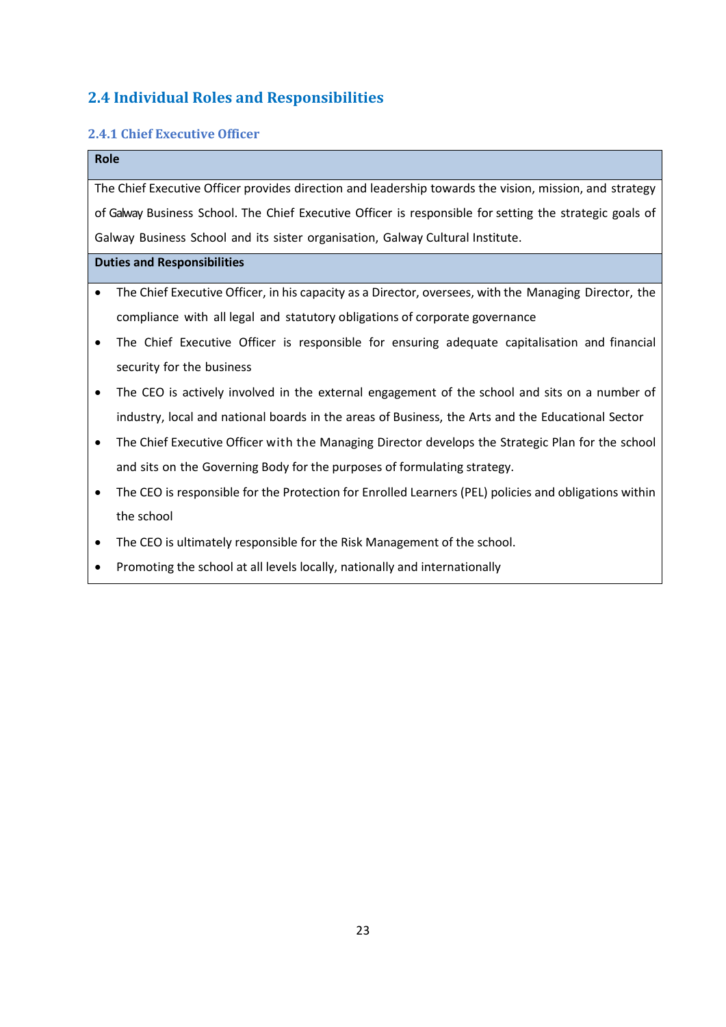## 2.4 Individual Roles and Responsibilities

### 2.4.1 Chief Executive Officer

| Role |
|---|
| The Chief Executive Officer provides direction and leadership towards the vision, mission, and strategy of Galway Business School. The Chief Executive Officer is responsible for setting the strategic goals of Galway Business School and its sister organisation, Galway Cultural Institute. |
| **Duties and Responsibilities** |
| • The Chief Executive Officer, in his capacity as a Director, oversees, with the Managing Director, the compliance with all legal and statutory obligations of corporate governance<br>• The Chief Executive Officer is responsible for ensuring adequate capitalisation and financial security for the business<br>• The CEO is actively involved in the external engagement of the school and sits on a number of industry, local and national boards in the areas of Business, the Arts and the Educational Sector<br>• The Chief Executive Officer with the Managing Director develops the Strategic Plan for the school and sits on the Governing Body for the purposes of formulating strategy.<br>• The CEO is responsible for the Protection for Enrolled Learners (PEL) policies and obligations within the school<br>• The CEO is ultimately responsible for the Risk Management of the school.<br>• Promoting the school at all levels locally, nationally and internationally |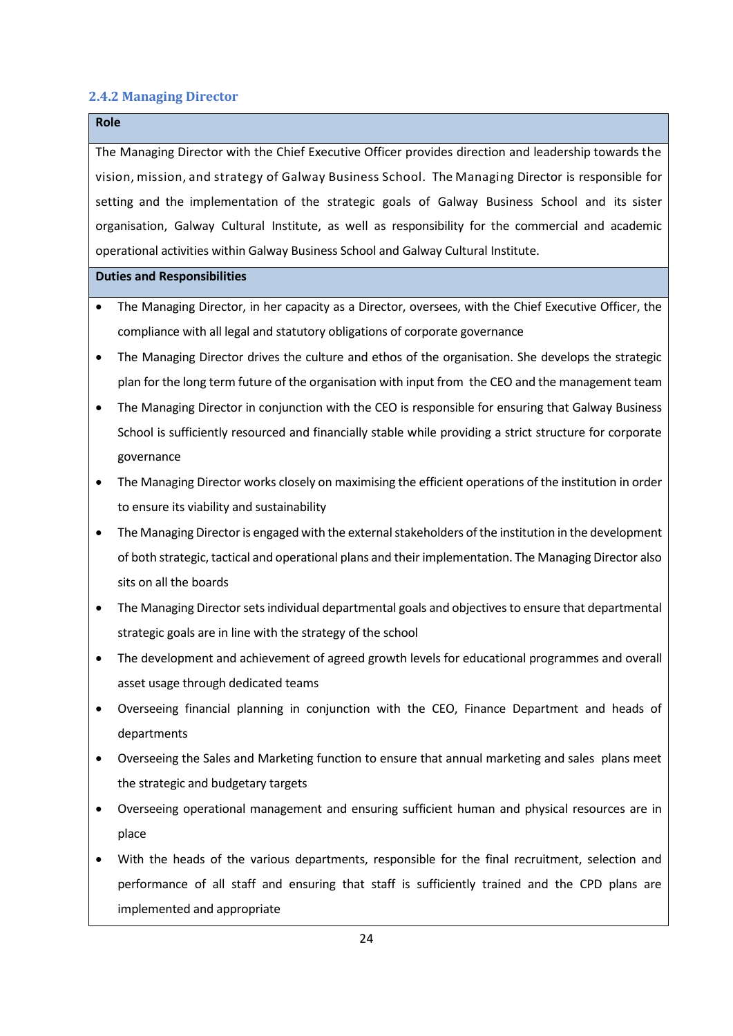### 2.4.2 Managing Director

**Role**

The Managing Director with the Chief Executive Officer provides direction and leadership towards the vision, mission, and strategy of Galway Business School. The Managing Director is responsible for setting and the implementation of the strategic goals of Galway Business School and its sister organisation, Galway Cultural Institute, as well as responsibility for the commercial and academic operational activities within Galway Business School and Galway Cultural Institute.

**Duties and Responsibilities**

- The Managing Director, in her capacity as a Director, oversees, with the Chief Executive Officer, the compliance with all legal and statutory obligations of corporate governance
- The Managing Director drives the culture and ethos of the organisation. She develops the strategic plan for the long term future of the organisation with input from the CEO and the management team
- The Managing Director in conjunction with the CEO is responsible for ensuring that Galway Business School is sufficiently resourced and financially stable while providing a strict structure for corporate governance
- The Managing Director works closely on maximising the efficient operations of the institution in order to ensure its viability and sustainability
- The Managing Director is engaged with the external stakeholders of the institution in the development of both strategic, tactical and operational plans and their implementation. The Managing Director also sits on all the boards
- The Managing Director sets individual departmental goals and objectives to ensure that departmental strategic goals are in line with the strategy of the school
- The development and achievement of agreed growth levels for educational programmes and overall asset usage through dedicated teams
- Overseeing financial planning in conjunction with the CEO, Finance Department and heads of departments
- Overseeing the Sales and Marketing function to ensure that annual marketing and sales plans meet the strategic and budgetary targets
- Overseeing operational management and ensuring sufficient human and physical resources are in place
- With the heads of the various departments, responsible for the final recruitment, selection and performance of all staff and ensuring that staff is sufficiently trained and the CPD plans are implemented and appropriate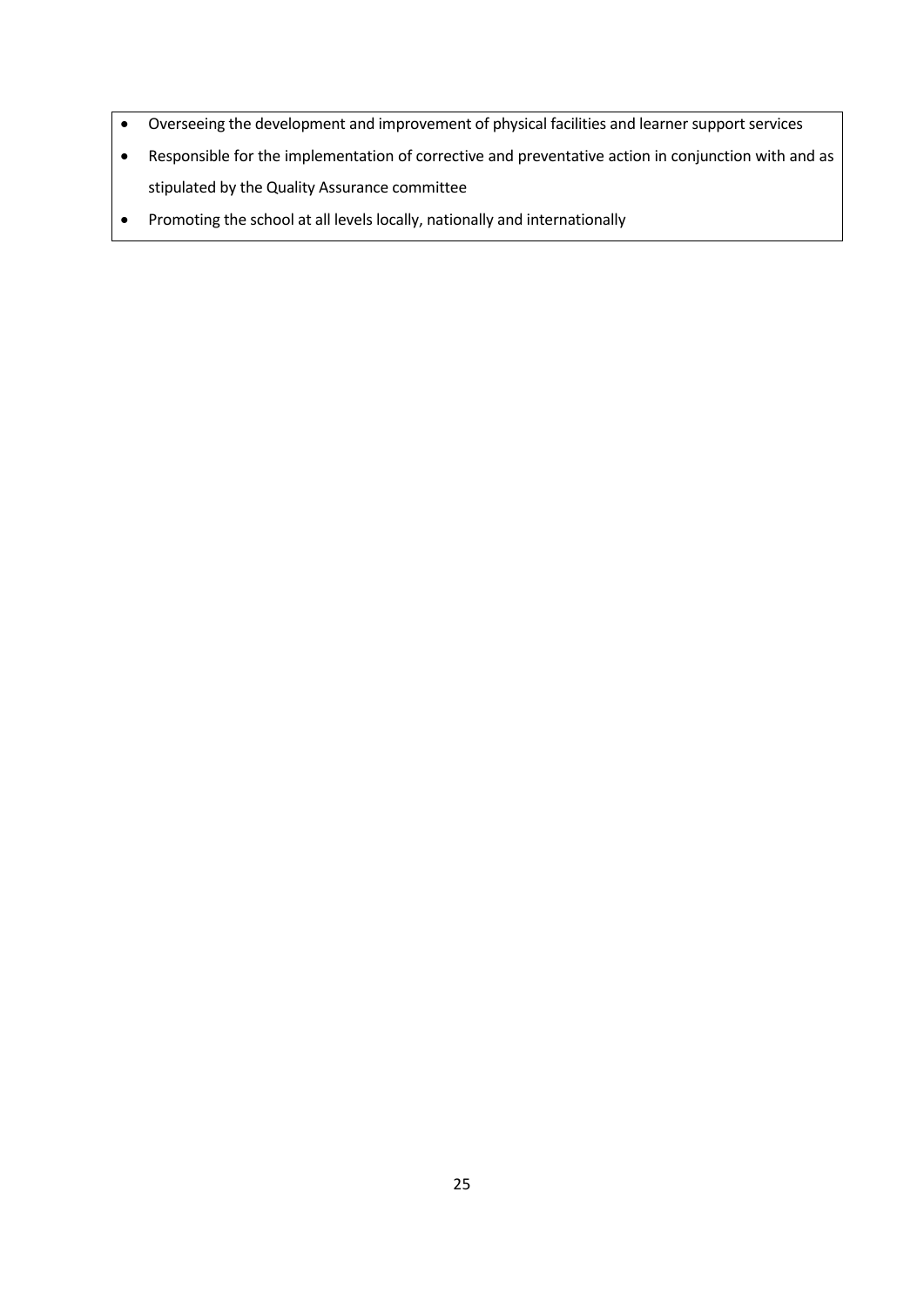- Overseeing the development and improvement of physical facilities and learner support services
- Responsible for the implementation of corrective and preventative action in conjunction with and as stipulated by the Quality Assurance committee
- Promoting the school at all levels locally, nationally and internationally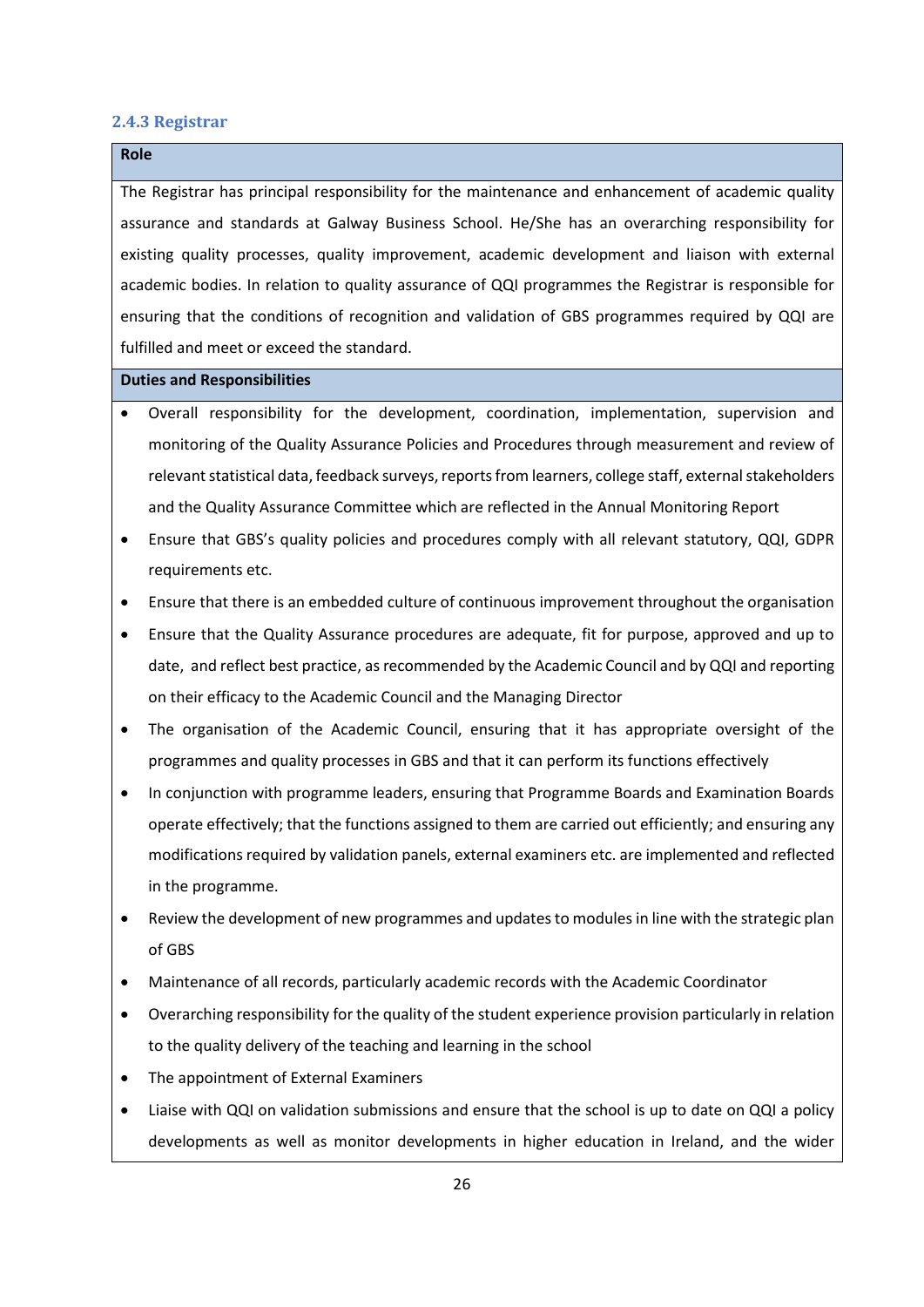### 2.4.3 Registrar

**Role**

The Registrar has principal responsibility for the maintenance and enhancement of academic quality assurance and standards at Galway Business School. He/She has an overarching responsibility for existing quality processes, quality improvement, academic development and liaison with external academic bodies. In relation to quality assurance of QQI programmes the Registrar is responsible for ensuring that the conditions of recognition and validation of GBS programmes required by QQI are fulfilled and meet or exceed the standard.

**Duties and Responsibilities**

- Overall responsibility for the development, coordination, implementation, supervision and monitoring of the Quality Assurance Policies and Procedures through measurement and review of relevant statistical data, feedback surveys, reports from learners, college staff, external stakeholders and the Quality Assurance Committee which are reflected in the Annual Monitoring Report
- Ensure that GBS's quality policies and procedures comply with all relevant statutory, QQI, GDPR requirements etc.
- Ensure that there is an embedded culture of continuous improvement throughout the organisation
- Ensure that the Quality Assurance procedures are adequate, fit for purpose, approved and up to date, and reflect best practice, as recommended by the Academic Council and by QQI and reporting on their efficacy to the Academic Council and the Managing Director
- The organisation of the Academic Council, ensuring that it has appropriate oversight of the programmes and quality processes in GBS and that it can perform its functions effectively
- In conjunction with programme leaders, ensuring that Programme Boards and Examination Boards operate effectively; that the functions assigned to them are carried out efficiently; and ensuring any modifications required by validation panels, external examiners etc. are implemented and reflected in the programme.
- Review the development of new programmes and updates to modules in line with the strategic plan of GBS
- Maintenance of all records, particularly academic records with the Academic Coordinator
- Overarching responsibility for the quality of the student experience provision particularly in relation to the quality delivery of the teaching and learning in the school
- The appointment of External Examiners
- Liaise with QQI on validation submissions and ensure that the school is up to date on QQI a policy developments as well as monitor developments in higher education in Ireland, and the wider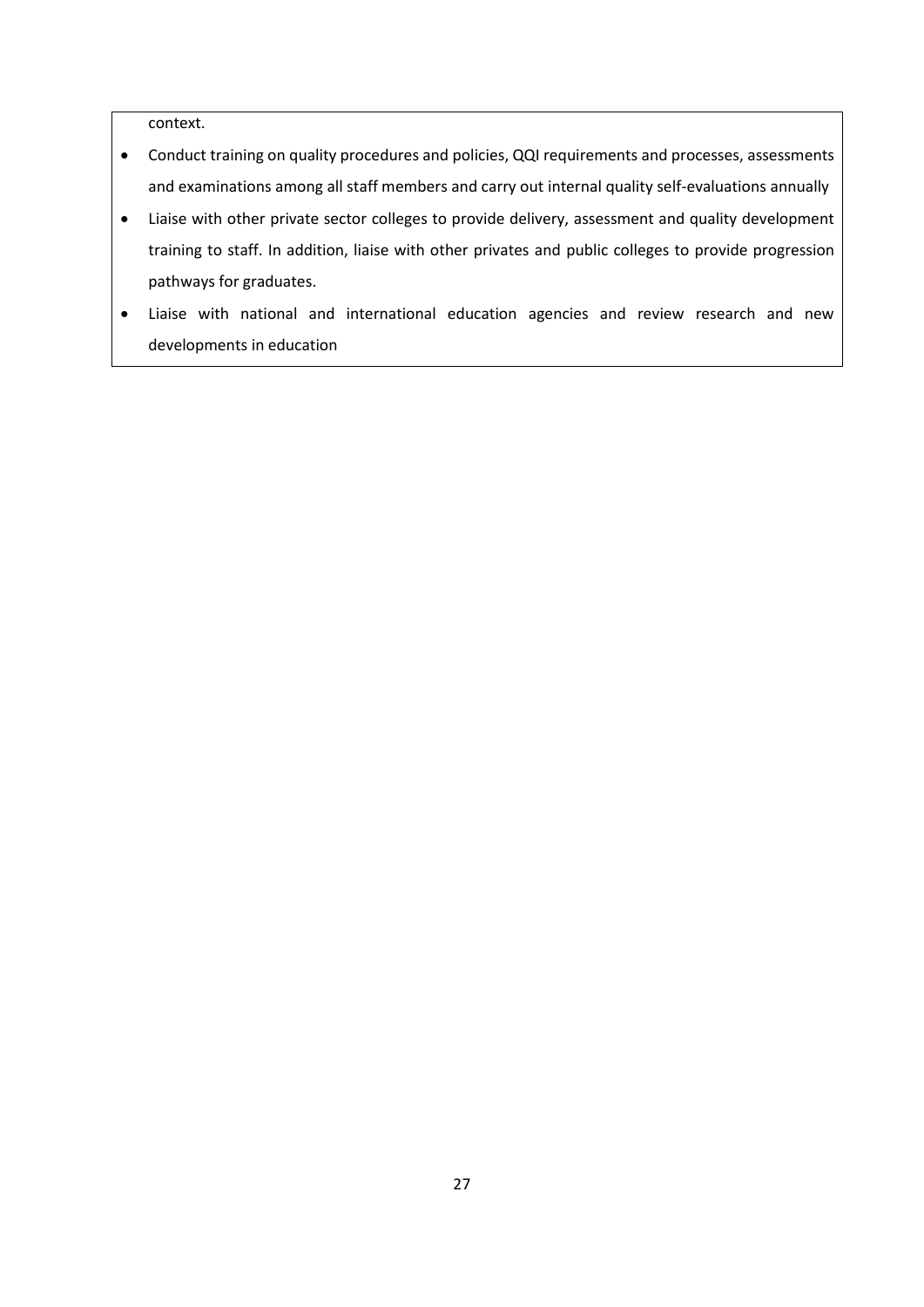context.

- Conduct training on quality procedures and policies, QQI requirements and processes, assessments and examinations among all staff members and carry out internal quality self-evaluations annually
- Liaise with other private sector colleges to provide delivery, assessment and quality development training to staff. In addition, liaise with other privates and public colleges to provide progression pathways for graduates.
- Liaise with national and international education agencies and review research and new developments in education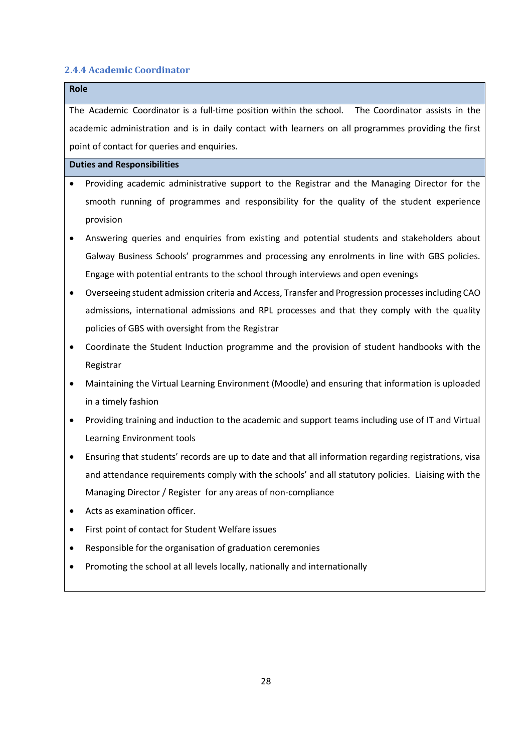### 2.4.4 Academic Coordinator

**Role**

The Academic Coordinator is a full-time position within the school. The Coordinator assists in the academic administration and is in daily contact with learners on all programmes providing the first point of contact for queries and enquiries.

**Duties and Responsibilities**

- Providing academic administrative support to the Registrar and the Managing Director for the smooth running of programmes and responsibility for the quality of the student experience provision
- Answering queries and enquiries from existing and potential students and stakeholders about Galway Business Schools' programmes and processing any enrolments in line with GBS policies. Engage with potential entrants to the school through interviews and open evenings
- Overseeing student admission criteria and Access, Transfer and Progression processes including CAO admissions, international admissions and RPL processes and that they comply with the quality policies of GBS with oversight from the Registrar
- Coordinate the Student Induction programme and the provision of student handbooks with the Registrar
- Maintaining the Virtual Learning Environment (Moodle) and ensuring that information is uploaded in a timely fashion
- Providing training and induction to the academic and support teams including use of IT and Virtual Learning Environment tools
- Ensuring that students' records are up to date and that all information regarding registrations, visa and attendance requirements comply with the schools' and all statutory policies. Liaising with the Managing Director / Register for any areas of non-compliance
- Acts as examination officer.
- First point of contact for Student Welfare issues
- Responsible for the organisation of graduation ceremonies
- Promoting the school at all levels locally, nationally and internationally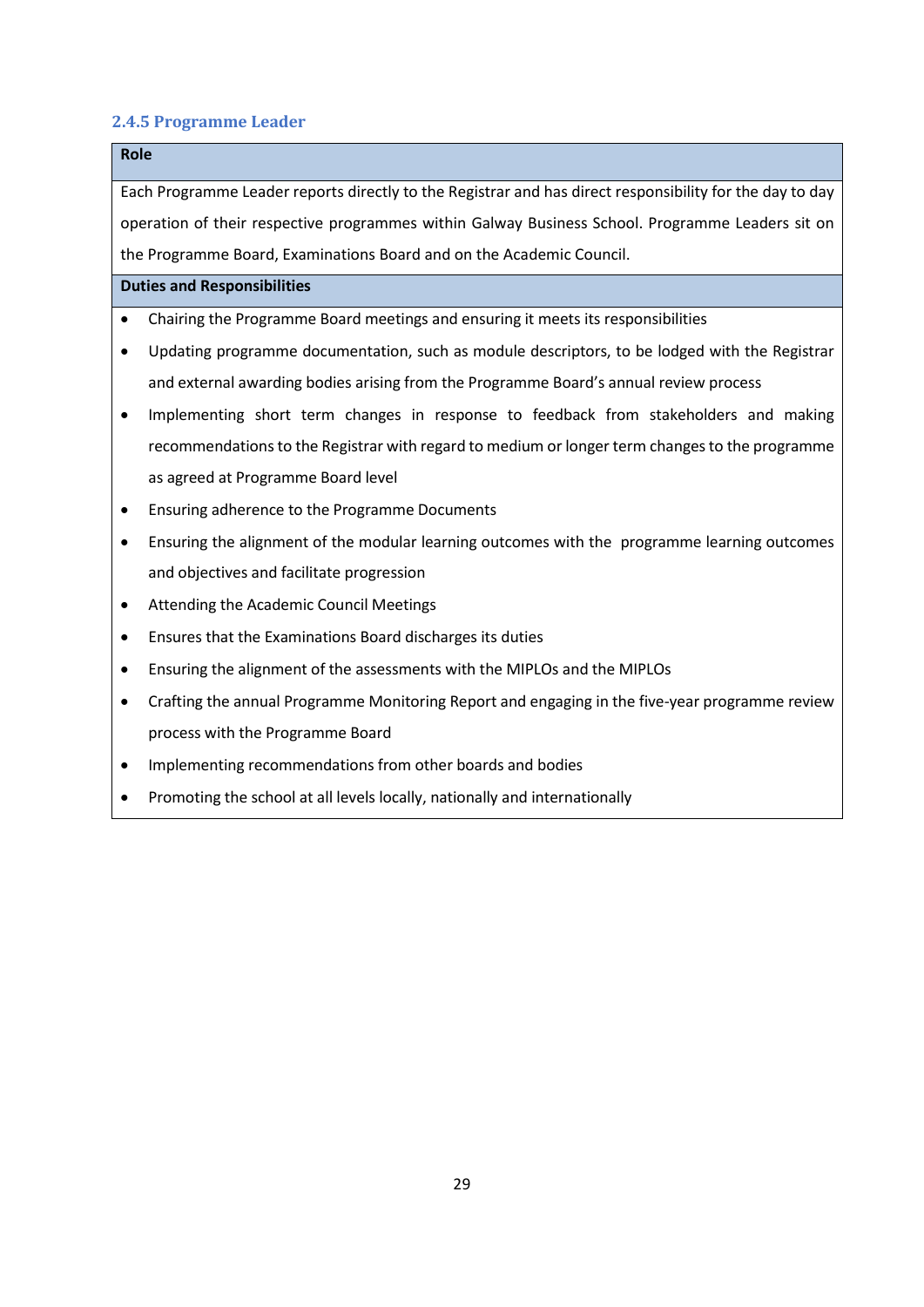### 2.4.5 Programme Leader

**Role**

Each Programme Leader reports directly to the Registrar and has direct responsibility for the day to day operation of their respective programmes within Galway Business School. Programme Leaders sit on the Programme Board, Examinations Board and on the Academic Council.

**Duties and Responsibilities**

- Chairing the Programme Board meetings and ensuring it meets its responsibilities
- Updating programme documentation, such as module descriptors, to be lodged with the Registrar and external awarding bodies arising from the Programme Board's annual review process
- Implementing short term changes in response to feedback from stakeholders and making recommendations to the Registrar with regard to medium or longer term changes to the programme as agreed at Programme Board level
- Ensuring adherence to the Programme Documents
- Ensuring the alignment of the modular learning outcomes with the programme learning outcomes and objectives and facilitate progression
- Attending the Academic Council Meetings
- Ensures that the Examinations Board discharges its duties
- Ensuring the alignment of the assessments with the MIPLOs and the MIPLOs
- Crafting the annual Programme Monitoring Report and engaging in the five-year programme review process with the Programme Board
- Implementing recommendations from other boards and bodies
- Promoting the school at all levels locally, nationally and internationally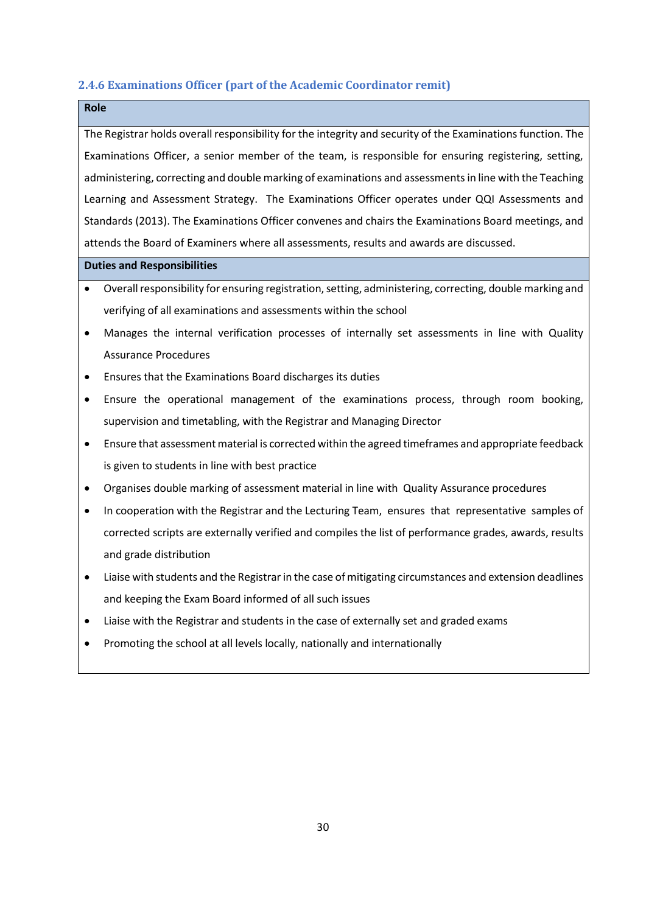### 2.4.6 Examinations Officer (part of the Academic Coordinator remit)

**Role**

The Registrar holds overall responsibility for the integrity and security of the Examinations function. The Examinations Officer, a senior member of the team, is responsible for ensuring registering, setting, administering, correcting and double marking of examinations and assessments in line with the Teaching Learning and Assessment Strategy. The Examinations Officer operates under QQI Assessments and Standards (2013). The Examinations Officer convenes and chairs the Examinations Board meetings, and attends the Board of Examiners where all assessments, results and awards are discussed.

**Duties and Responsibilities**

- Overall responsibility for ensuring registration, setting, administering, correcting, double marking and verifying of all examinations and assessments within the school
- Manages the internal verification processes of internally set assessments in line with Quality Assurance Procedures
- Ensures that the Examinations Board discharges its duties
- Ensure the operational management of the examinations process, through room booking, supervision and timetabling, with the Registrar and Managing Director
- Ensure that assessment material is corrected within the agreed timeframes and appropriate feedback is given to students in line with best practice
- Organises double marking of assessment material in line with Quality Assurance procedures
- In cooperation with the Registrar and the Lecturing Team, ensures that representative samples of corrected scripts are externally verified and compiles the list of performance grades, awards, results and grade distribution
- Liaise with students and the Registrar in the case of mitigating circumstances and extension deadlines and keeping the Exam Board informed of all such issues
- Liaise with the Registrar and students in the case of externally set and graded exams
- Promoting the school at all levels locally, nationally and internationally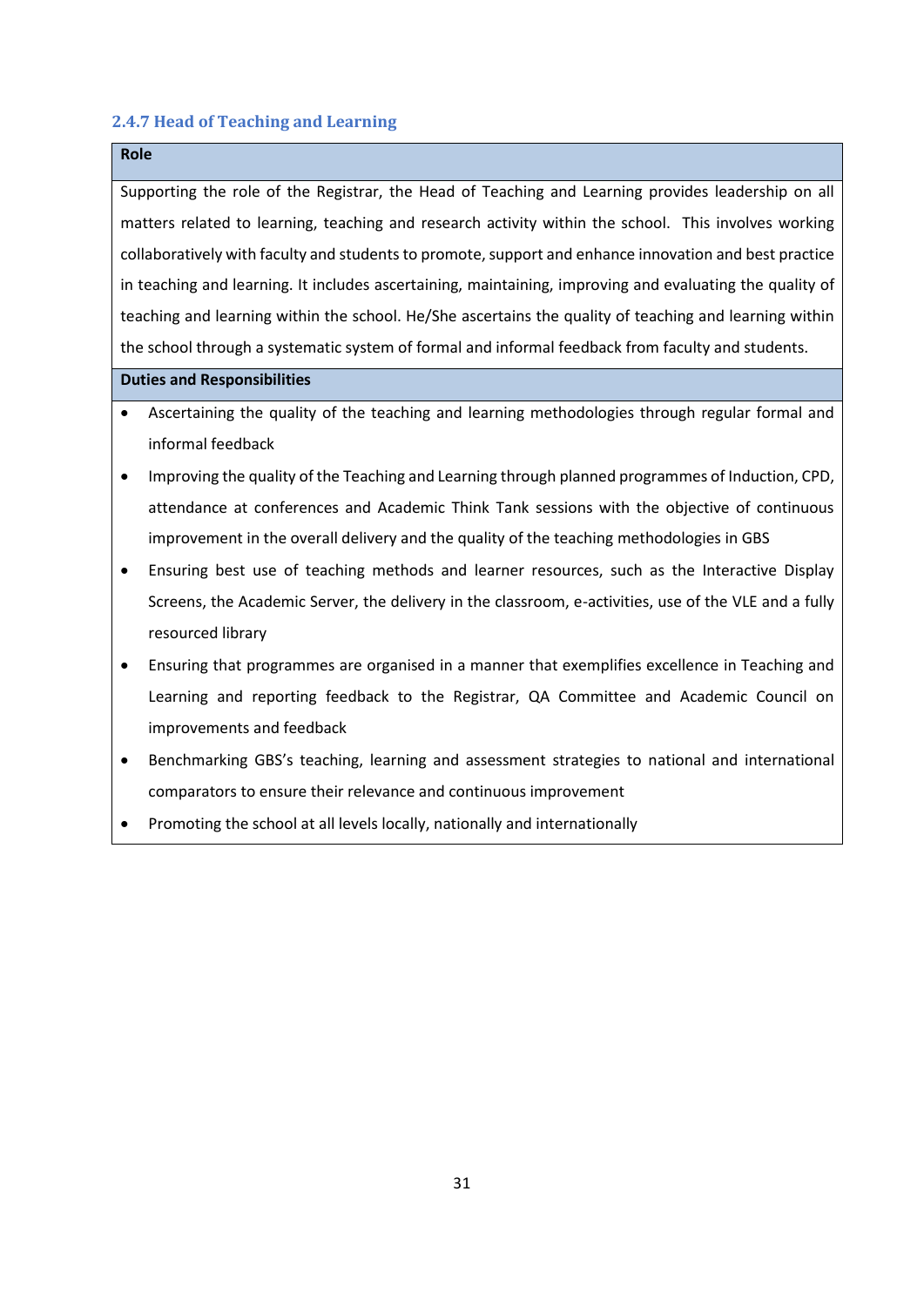### 2.4.7 Head of Teaching and Learning

**Role**

Supporting the role of the Registrar, the Head of Teaching and Learning provides leadership on all matters related to learning, teaching and research activity within the school. This involves working collaboratively with faculty and students to promote, support and enhance innovation and best practice in teaching and learning. It includes ascertaining, maintaining, improving and evaluating the quality of teaching and learning within the school. He/She ascertains the quality of teaching and learning within the school through a systematic system of formal and informal feedback from faculty and students.

**Duties and Responsibilities**

- Ascertaining the quality of the teaching and learning methodologies through regular formal and informal feedback
- Improving the quality of the Teaching and Learning through planned programmes of Induction, CPD, attendance at conferences and Academic Think Tank sessions with the objective of continuous improvement in the overall delivery and the quality of the teaching methodologies in GBS
- Ensuring best use of teaching methods and learner resources, such as the Interactive Display Screens, the Academic Server, the delivery in the classroom, e-activities, use of the VLE and a fully resourced library
- Ensuring that programmes are organised in a manner that exemplifies excellence in Teaching and Learning and reporting feedback to the Registrar, QA Committee and Academic Council on improvements and feedback
- Benchmarking GBS's teaching, learning and assessment strategies to national and international comparators to ensure their relevance and continuous improvement
- Promoting the school at all levels locally, nationally and internationally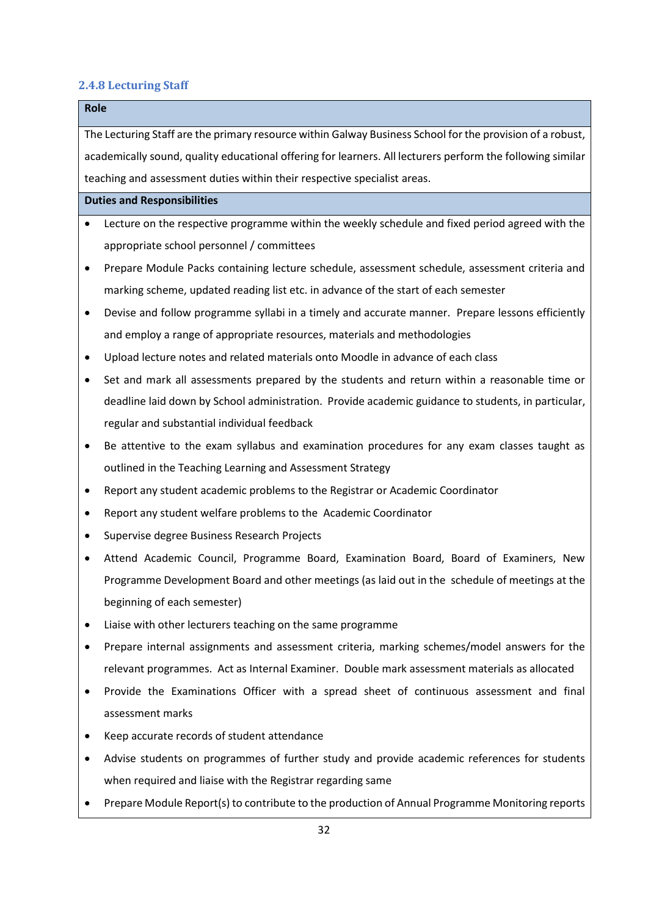### 2.4.8 Lecturing Staff

**Role**

The Lecturing Staff are the primary resource within Galway Business School for the provision of a robust, academically sound, quality educational offering for learners. All lecturers perform the following similar teaching and assessment duties within their respective specialist areas.

**Duties and Responsibilities**

- Lecture on the respective programme within the weekly schedule and fixed period agreed with the appropriate school personnel / committees
- Prepare Module Packs containing lecture schedule, assessment schedule, assessment criteria and marking scheme, updated reading list etc. in advance of the start of each semester
- Devise and follow programme syllabi in a timely and accurate manner. Prepare lessons efficiently and employ a range of appropriate resources, materials and methodologies
- Upload lecture notes and related materials onto Moodle in advance of each class
- Set and mark all assessments prepared by the students and return within a reasonable time or deadline laid down by School administration. Provide academic guidance to students, in particular, regular and substantial individual feedback
- Be attentive to the exam syllabus and examination procedures for any exam classes taught as outlined in the Teaching Learning and Assessment Strategy
- Report any student academic problems to the Registrar or Academic Coordinator
- Report any student welfare problems to the Academic Coordinator
- Supervise degree Business Research Projects
- Attend Academic Council, Programme Board, Examination Board, Board of Examiners, New Programme Development Board and other meetings (as laid out in the schedule of meetings at the beginning of each semester)
- Liaise with other lecturers teaching on the same programme
- Prepare internal assignments and assessment criteria, marking schemes/model answers for the relevant programmes. Act as Internal Examiner. Double mark assessment materials as allocated
- Provide the Examinations Officer with a spread sheet of continuous assessment and final assessment marks
- Keep accurate records of student attendance
- Advise students on programmes of further study and provide academic references for students when required and liaise with the Registrar regarding same
- Prepare Module Report(s) to contribute to the production of Annual Programme Monitoring reports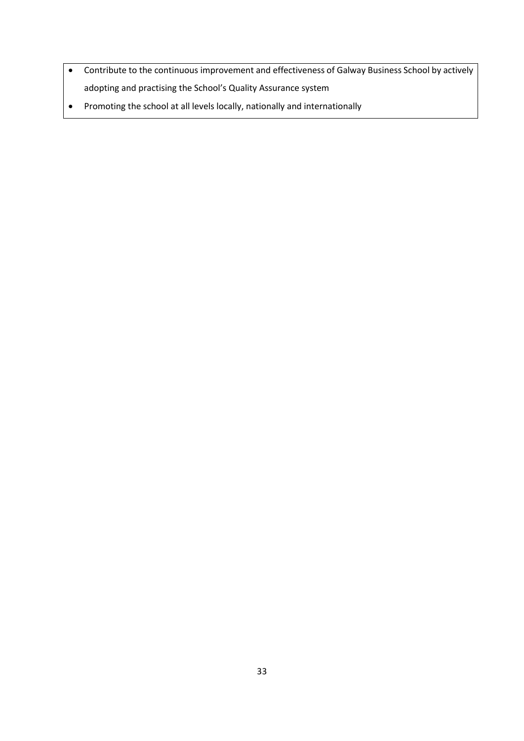- Contribute to the continuous improvement and effectiveness of Galway Business School by actively adopting and practising the School's Quality Assurance system
- Promoting the school at all levels locally, nationally and internationally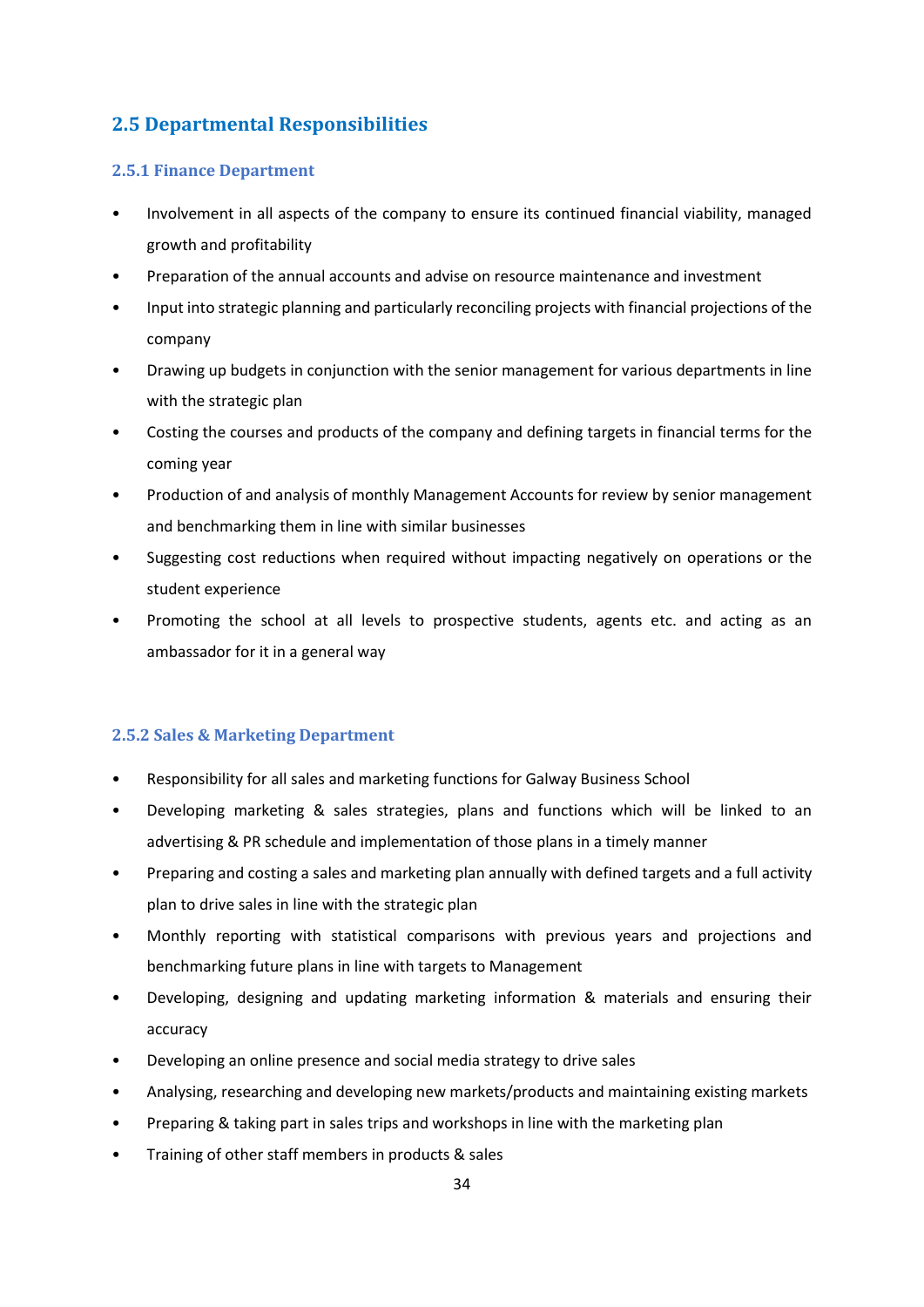## 2.5 Departmental Responsibilities

### 2.5.1 Finance Department

- Involvement in all aspects of the company to ensure its continued financial viability, managed growth and profitability
- Preparation of the annual accounts and advise on resource maintenance and investment
- Input into strategic planning and particularly reconciling projects with financial projections of the company
- Drawing up budgets in conjunction with the senior management for various departments in line with the strategic plan
- Costing the courses and products of the company and defining targets in financial terms for the coming year
- Production of and analysis of monthly Management Accounts for review by senior management and benchmarking them in line with similar businesses
- Suggesting cost reductions when required without impacting negatively on operations or the student experience
- Promoting the school at all levels to prospective students, agents etc. and acting as an ambassador for it in a general way

### 2.5.2 Sales & Marketing Department

- Responsibility for all sales and marketing functions for Galway Business School
- Developing marketing & sales strategies, plans and functions which will be linked to an advertising & PR schedule and implementation of those plans in a timely manner
- Preparing and costing a sales and marketing plan annually with defined targets and a full activity plan to drive sales in line with the strategic plan
- Monthly reporting with statistical comparisons with previous years and projections and benchmarking future plans in line with targets to Management
- Developing, designing and updating marketing information & materials and ensuring their accuracy
- Developing an online presence and social media strategy to drive sales
- Analysing, researching and developing new markets/products and maintaining existing markets
- Preparing & taking part in sales trips and workshops in line with the marketing plan
- Training of other staff members in products & sales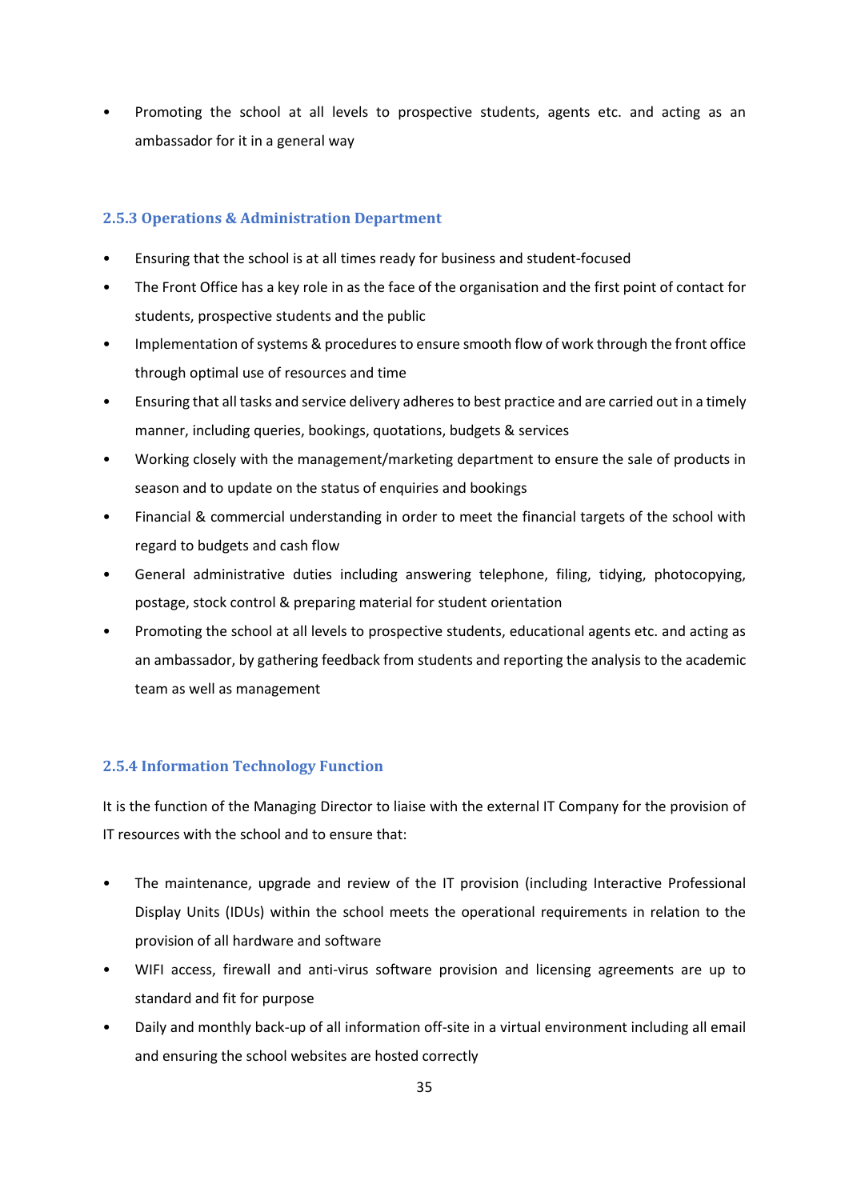- Promoting the school at all levels to prospective students, agents etc. and acting as an ambassador for it in a general way

### 2.5.3 Operations & Administration Department

- Ensuring that the school is at all times ready for business and student-focused
- The Front Office has a key role in as the face of the organisation and the first point of contact for students, prospective students and the public
- Implementation of systems & procedures to ensure smooth flow of work through the front office through optimal use of resources and time
- Ensuring that all tasks and service delivery adheres to best practice and are carried out in a timely manner, including queries, bookings, quotations, budgets & services
- Working closely with the management/marketing department to ensure the sale of products in season and to update on the status of enquiries and bookings
- Financial & commercial understanding in order to meet the financial targets of the school with regard to budgets and cash flow
- General administrative duties including answering telephone, filing, tidying, photocopying, postage, stock control & preparing material for student orientation
- Promoting the school at all levels to prospective students, educational agents etc. and acting as an ambassador, by gathering feedback from students and reporting the analysis to the academic team as well as management

### 2.5.4 Information Technology Function

It is the function of the Managing Director to liaise with the external IT Company for the provision of IT resources with the school and to ensure that:

- The maintenance, upgrade and review of the IT provision (including Interactive Professional Display Units (IDUs) within the school meets the operational requirements in relation to the provision of all hardware and software
- WIFI access, firewall and anti-virus software provision and licensing agreements are up to standard and fit for purpose
- Daily and monthly back-up of all information off-site in a virtual environment including all email and ensuring the school websites are hosted correctly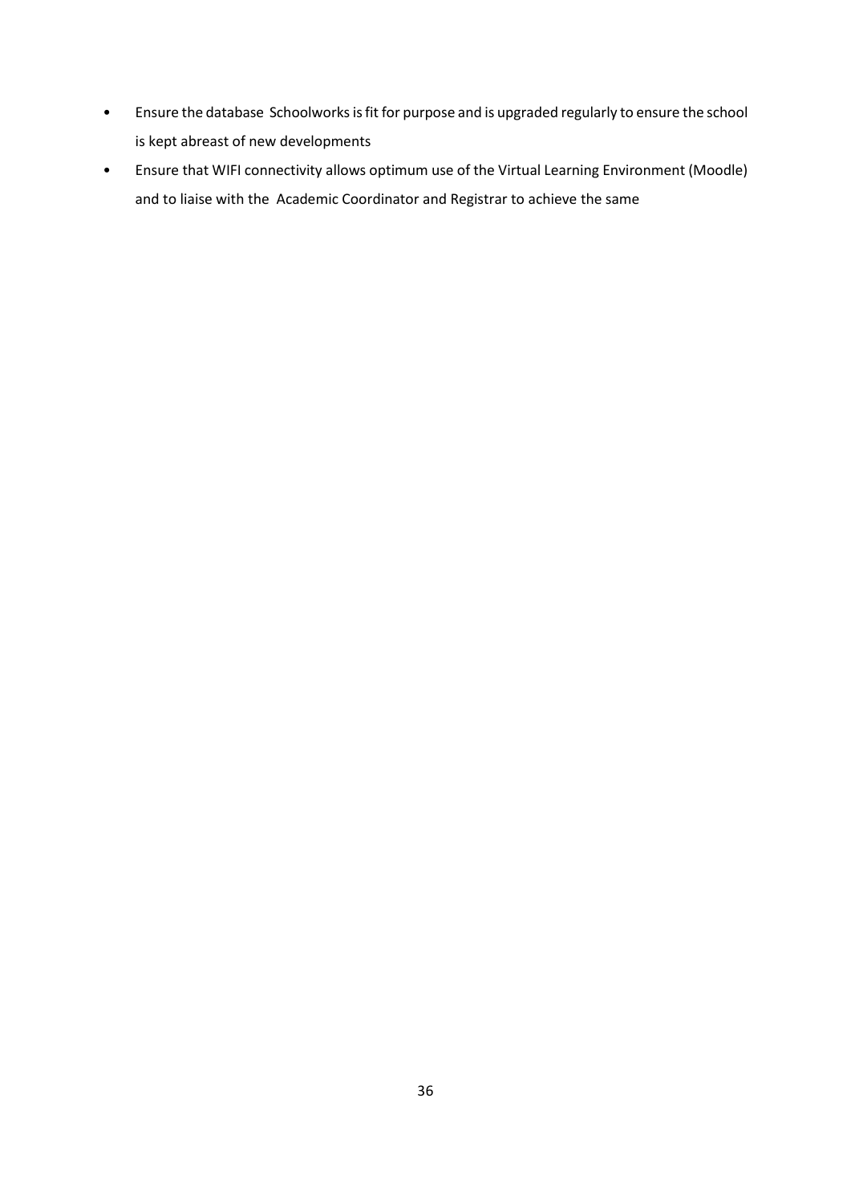- Ensure the database Schoolworks is fit for purpose and is upgraded regularly to ensure the school is kept abreast of new developments
- Ensure that WIFI connectivity allows optimum use of the Virtual Learning Environment (Moodle) and to liaise with the Academic Coordinator and Registrar to achieve the same